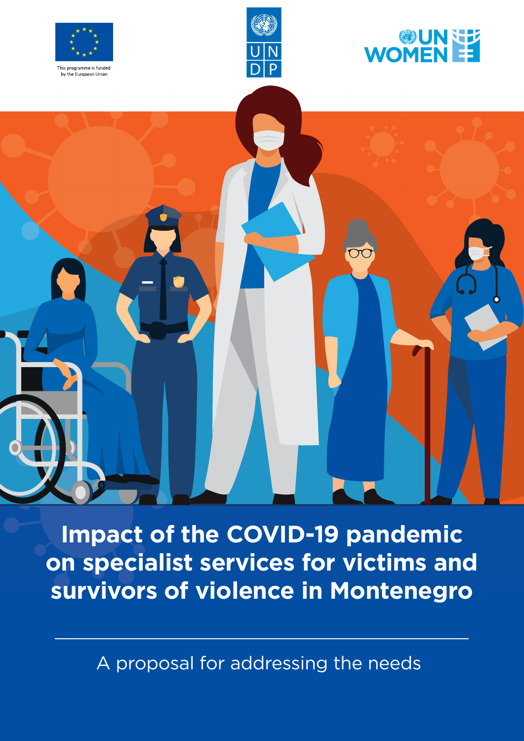This programme is funded by the European Union

UNDP

UN WOMEN

# Impact of the COVID-19 pandemic on specialist services for victims and survivors of violence in Montenegro

A proposal for addressing the needs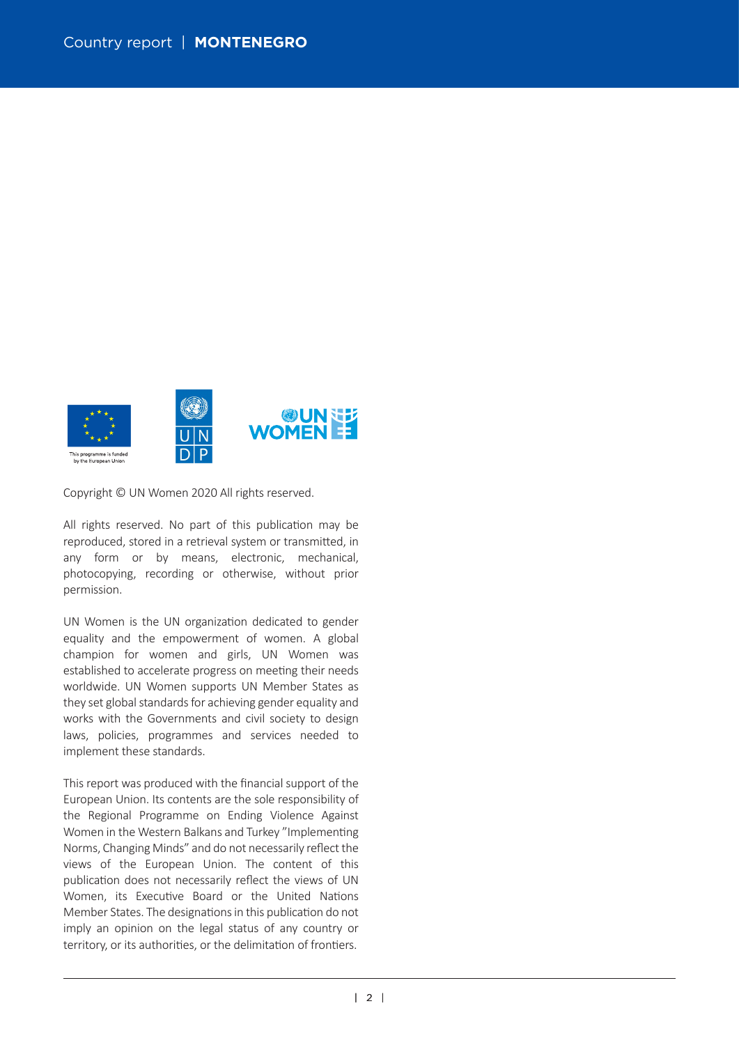This programme is funded by the European Union

Copyright © UN Women 2020 All rights reserved.

All rights reserved. No part of this publication may be reproduced, stored in a retrieval system or transmitted, in any form or by means, electronic, mechanical, photocopying, recording or otherwise, without prior permission.

UN Women is the UN organization dedicated to gender equality and the empowerment of women. A global champion for women and girls, UN Women was established to accelerate progress on meeting their needs worldwide. UN Women supports UN Member States as they set global standards for achieving gender equality and works with the Governments and civil society to design laws, policies, programmes and services needed to implement these standards.

This report was produced with the financial support of the European Union. Its contents are the sole responsibility of the Regional Programme on Ending Violence Against Women in the Western Balkans and Turkey "Implementing Norms, Changing Minds" and do not necessarily reflect the views of the European Union. The content of this publication does not necessarily reflect the views of UN Women, its Executive Board or the United Nations Member States. The designations in this publication do not imply an opinion on the legal status of any country or territory, or its authorities, or the delimitation of frontiers.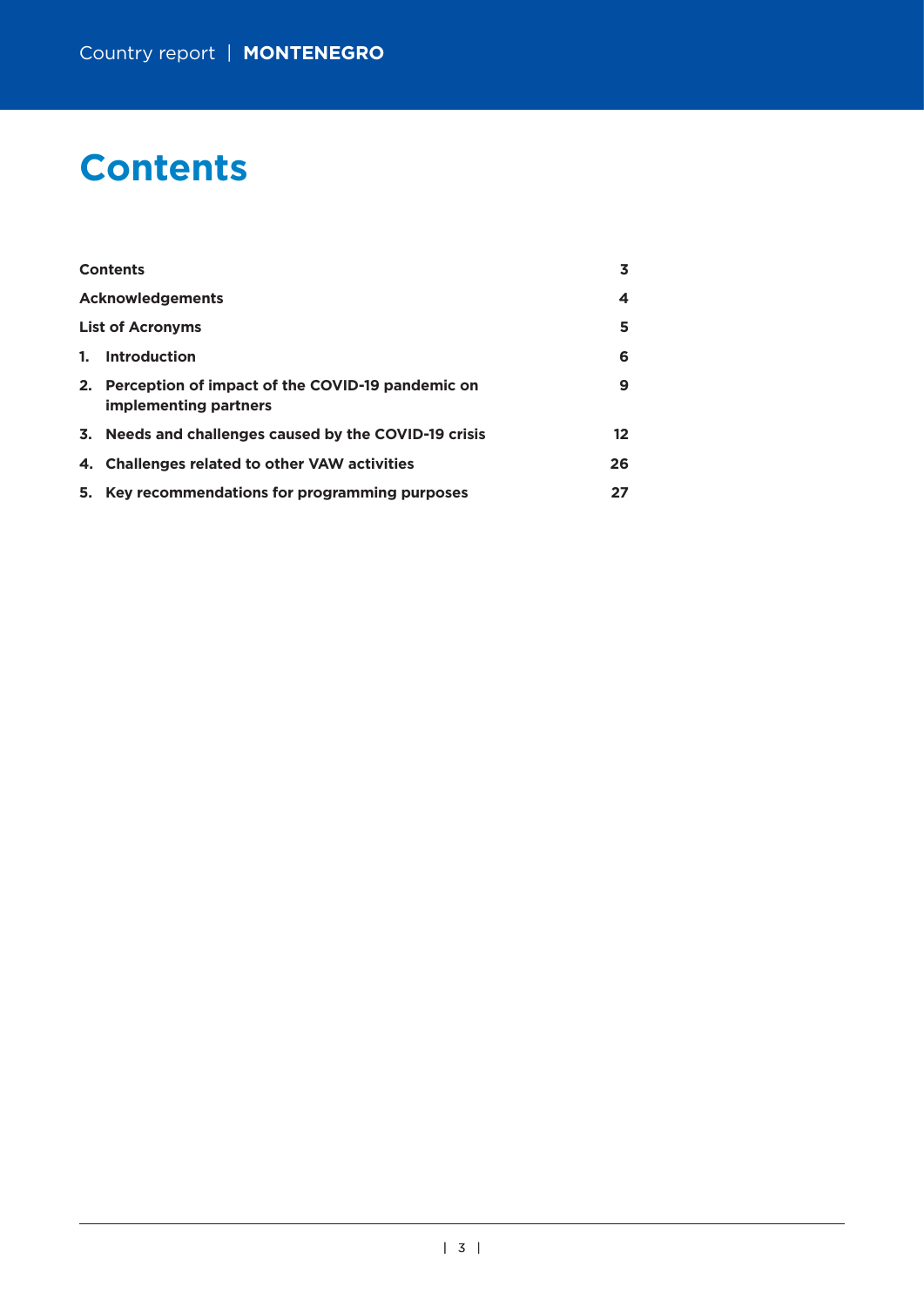# Contents

| | |
|---|---|
| **Contents** | **3** |
| **Acknowledgements** | **4** |
| **List of Acronyms** | **5** |
| **1. Introduction** | **6** |
| **2. Perception of impact of the COVID-19 pandemic on implementing partners** | **9** |
| **3. Needs and challenges caused by the COVID-19 crisis** | **12** |
| **4. Challenges related to other VAW activities** | **26** |
| **5. Key recommendations for programming purposes** | **27** |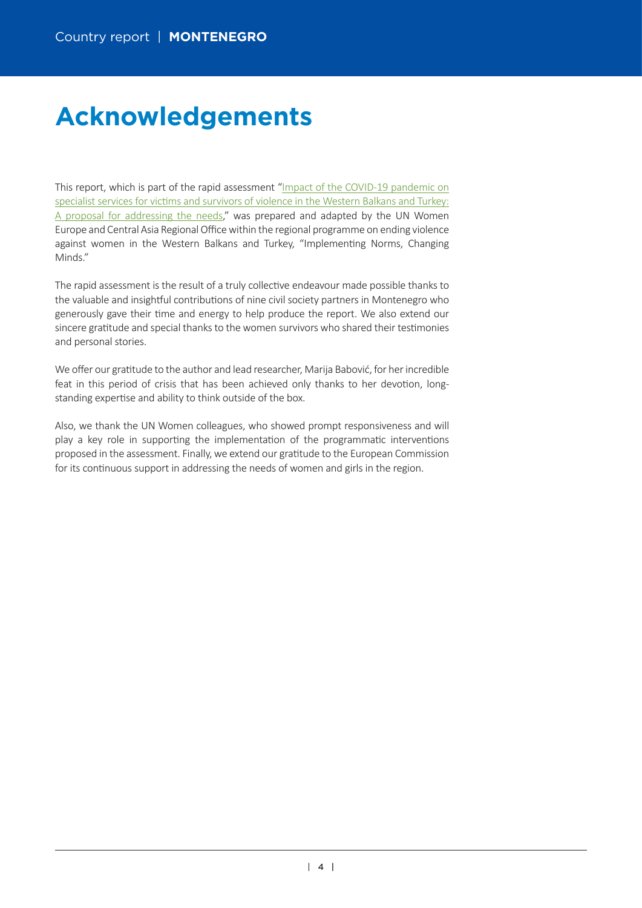# Acknowledgements

This report, which is part of the rapid assessment "Impact of the COVID-19 pandemic on specialist services for victims and survivors of violence in the Western Balkans and Turkey: A proposal for addressing the needs," was prepared and adapted by the UN Women Europe and Central Asia Regional Office within the regional programme on ending violence against women in the Western Balkans and Turkey, "Implementing Norms, Changing Minds."

The rapid assessment is the result of a truly collective endeavour made possible thanks to the valuable and insightful contributions of nine civil society partners in Montenegro who generously gave their time and energy to help produce the report. We also extend our sincere gratitude and special thanks to the women survivors who shared their testimonies and personal stories.

We offer our gratitude to the author and lead researcher, Marija Babović, for her incredible feat in this period of crisis that has been achieved only thanks to her devotion, long-standing expertise and ability to think outside of the box.

Also, we thank the UN Women colleagues, who showed prompt responsiveness and will play a key role in supporting the implementation of the programmatic interventions proposed in the assessment. Finally, we extend our gratitude to the European Commission for its continuous support in addressing the needs of women and girls in the region.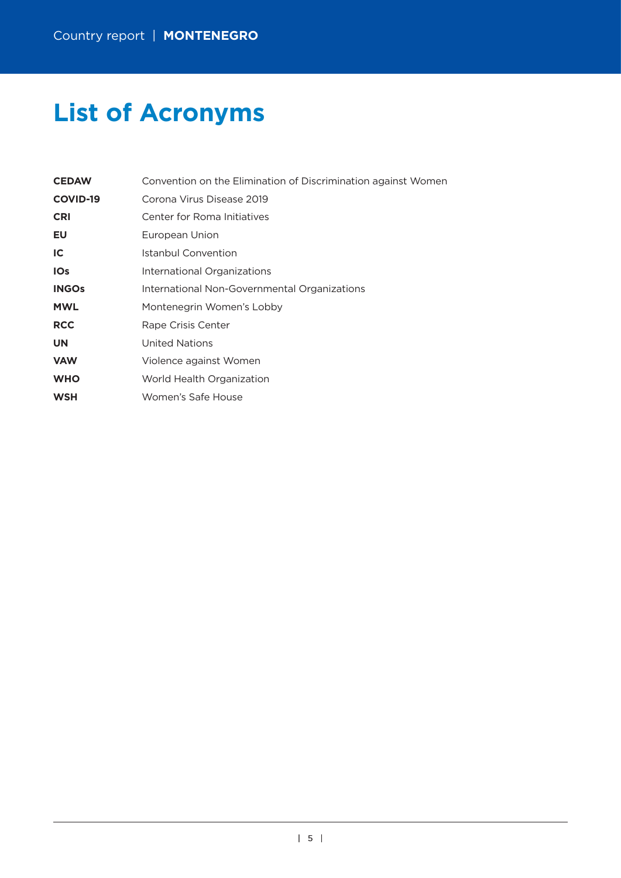# List of Acronyms

| | |
|---|---|
| **CEDAW** | Convention on the Elimination of Discrimination against Women |
| **COVID-19** | Corona Virus Disease 2019 |
| **CRI** | Center for Roma Initiatives |
| **EU** | European Union |
| **IC** | Istanbul Convention |
| **IOs** | International Organizations |
| **INGOs** | International Non-Governmental Organizations |
| **MWL** | Montenegrin Women's Lobby |
| **RCC** | Rape Crisis Center |
| **UN** | United Nations |
| **VAW** | Violence against Women |
| **WHO** | World Health Organization |
| **WSH** | Women's Safe House |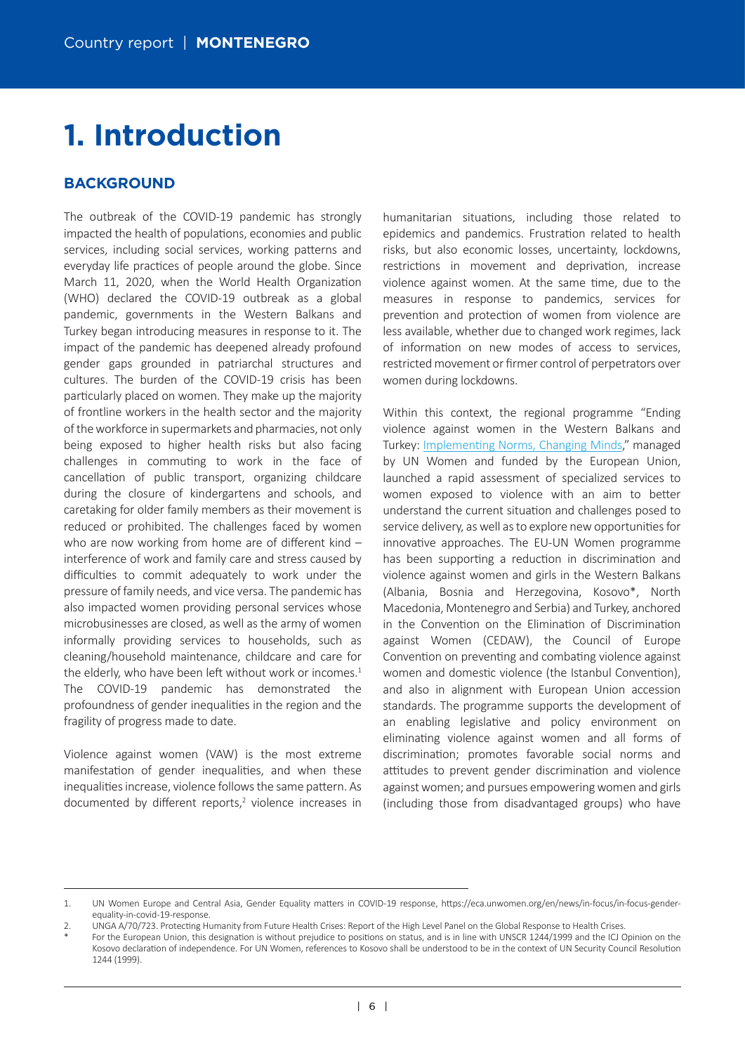# 1. Introduction

## BACKGROUND

The outbreak of the COVID-19 pandemic has strongly impacted the health of populations, economies and public services, including social services, working patterns and everyday life practices of people around the globe. Since March 11, 2020, when the World Health Organization (WHO) declared the COVID-19 outbreak as a global pandemic, governments in the Western Balkans and Turkey began introducing measures in response to it. The impact of the pandemic has deepened already profound gender gaps grounded in patriarchal structures and cultures. The burden of the COVID-19 crisis has been particularly placed on women. They make up the majority of frontline workers in the health sector and the majority of the workforce in supermarkets and pharmacies, not only being exposed to higher health risks but also facing challenges in commuting to work in the face of cancellation of public transport, organizing childcare during the closure of kindergartens and schools, and caretaking for older family members as their movement is reduced or prohibited. The challenges faced by women who are now working from home are of different kind – interference of work and family care and stress caused by difficulties to commit adequately to work under the pressure of family needs, and vice versa. The pandemic has also impacted women providing personal services whose microbusinesses are closed, as well as the army of women informally providing services to households, such as cleaning/household maintenance, childcare and care for the elderly, who have been left without work or incomes.[1] The COVID-19 pandemic has demonstrated the profoundness of gender inequalities in the region and the fragility of progress made to date.

Violence against women (VAW) is the most extreme manifestation of gender inequalities, and when these inequalities increase, violence follows the same pattern. As documented by different reports,[2] violence increases in humanitarian situations, including those related to epidemics and pandemics. Frustration related to health risks, but also economic losses, uncertainty, lockdowns, restrictions in movement and deprivation, increase violence against women. At the same time, due to the measures in response to pandemics, services for prevention and protection of women from violence are less available, whether due to changed work regimes, lack of information on new modes of access to services, restricted movement or firmer control of perpetrators over women during lockdowns.

Within this context, the regional programme "Ending violence against women in the Western Balkans and Turkey: Implementing Norms, Changing Minds," managed by UN Women and funded by the European Union, launched a rapid assessment of specialized services to women exposed to violence with an aim to better understand the current situation and challenges posed to service delivery, as well as to explore new opportunities for innovative approaches. The EU-UN Women programme has been supporting a reduction in discrimination and violence against women and girls in the Western Balkans (Albania, Bosnia and Herzegovina, Kosovo*, North Macedonia, Montenegro and Serbia) and Turkey, anchored in the Convention on the Elimination of Discrimination against Women (CEDAW), the Council of Europe Convention on preventing and combating violence against women and domestic violence (the Istanbul Convention), and also in alignment with European Union accession standards. The programme supports the development of an enabling legislative and policy environment on eliminating violence against women and all forms of discrimination; promotes favorable social norms and attitudes to prevent gender discrimination and violence against women; and pursues empowering women and girls (including those from disadvantaged groups) who have

---

1. UN Women Europe and Central Asia, Gender Equality matters in COVID-19 response, https://eca.unwomen.org/en/news/in-focus/in-focus-gender-equality-in-covid-19-response.
2. UNGA A/70/723. Protecting Humanity from Future Health Crises: Report of the High Level Panel on the Global Response to Health Crises.

\* For the European Union, this designation is without prejudice to positions on status, and is in line with UNSCR 1244/1999 and the ICJ Opinion on the Kosovo declaration of independence. For UN Women, references to Kosovo shall be understood to be in the context of UN Security Council Resolution 1244 (1999).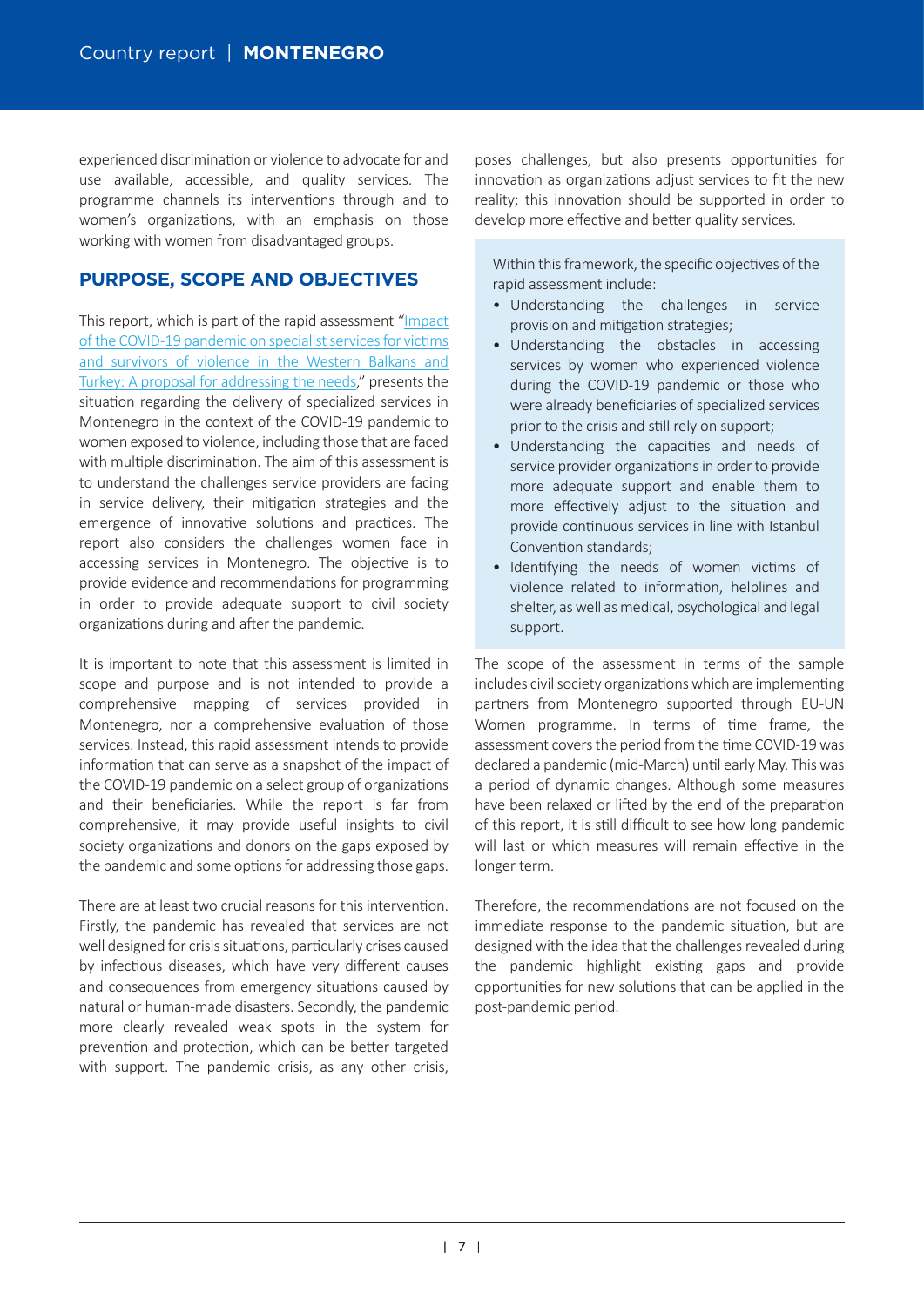experienced discrimination or violence to advocate for and use available, accessible, and quality services. The programme channels its interventions through and to women's organizations, with an emphasis on those working with women from disadvantaged groups.

## PURPOSE, SCOPE AND OBJECTIVES

This report, which is part of the rapid assessment "Impact of the COVID-19 pandemic on specialist services for victims and survivors of violence in the Western Balkans and Turkey: A proposal for addressing the needs," presents the situation regarding the delivery of specialized services in Montenegro in the context of the COVID-19 pandemic to women exposed to violence, including those that are faced with multiple discrimination. The aim of this assessment is to understand the challenges service providers are facing in service delivery, their mitigation strategies and the emergence of innovative solutions and practices. The report also considers the challenges women face in accessing services in Montenegro. The objective is to provide evidence and recommendations for programming in order to provide adequate support to civil society organizations during and after the pandemic.

It is important to note that this assessment is limited in scope and purpose and is not intended to provide a comprehensive mapping of services provided in Montenegro, nor a comprehensive evaluation of those services. Instead, this rapid assessment intends to provide information that can serve as a snapshot of the impact of the COVID-19 pandemic on a select group of organizations and their beneficiaries. While the report is far from comprehensive, it may provide useful insights to civil society organizations and donors on the gaps exposed by the pandemic and some options for addressing those gaps.

There are at least two crucial reasons for this intervention. Firstly, the pandemic has revealed that services are not well designed for crisis situations, particularly crises caused by infectious diseases, which have very different causes and consequences from emergency situations caused by natural or human-made disasters. Secondly, the pandemic more clearly revealed weak spots in the system for prevention and protection, which can be better targeted with support. The pandemic crisis, as any other crisis, poses challenges, but also presents opportunities for innovation as organizations adjust services to fit the new reality; this innovation should be supported in order to develop more effective and better quality services.

Within this framework, the specific objectives of the rapid assessment include:

- Understanding the challenges in service provision and mitigation strategies;
- Understanding the obstacles in accessing services by women who experienced violence during the COVID-19 pandemic or those who were already beneficiaries of specialized services prior to the crisis and still rely on support;
- Understanding the capacities and needs of service provider organizations in order to provide more adequate support and enable them to more effectively adjust to the situation and provide continuous services in line with Istanbul Convention standards;
- Identifying the needs of women victims of violence related to information, helplines and shelter, as well as medical, psychological and legal support.

The scope of the assessment in terms of the sample includes civil society organizations which are implementing partners from Montenegro supported through EU-UN Women programme. In terms of time frame, the assessment covers the period from the time COVID-19 was declared a pandemic (mid-March) until early May. This was a period of dynamic changes. Although some measures have been relaxed or lifted by the end of the preparation of this report, it is still difficult to see how long pandemic will last or which measures will remain effective in the longer term.

Therefore, the recommendations are not focused on the immediate response to the pandemic situation, but are designed with the idea that the challenges revealed during the pandemic highlight existing gaps and provide opportunities for new solutions that can be applied in the post-pandemic period.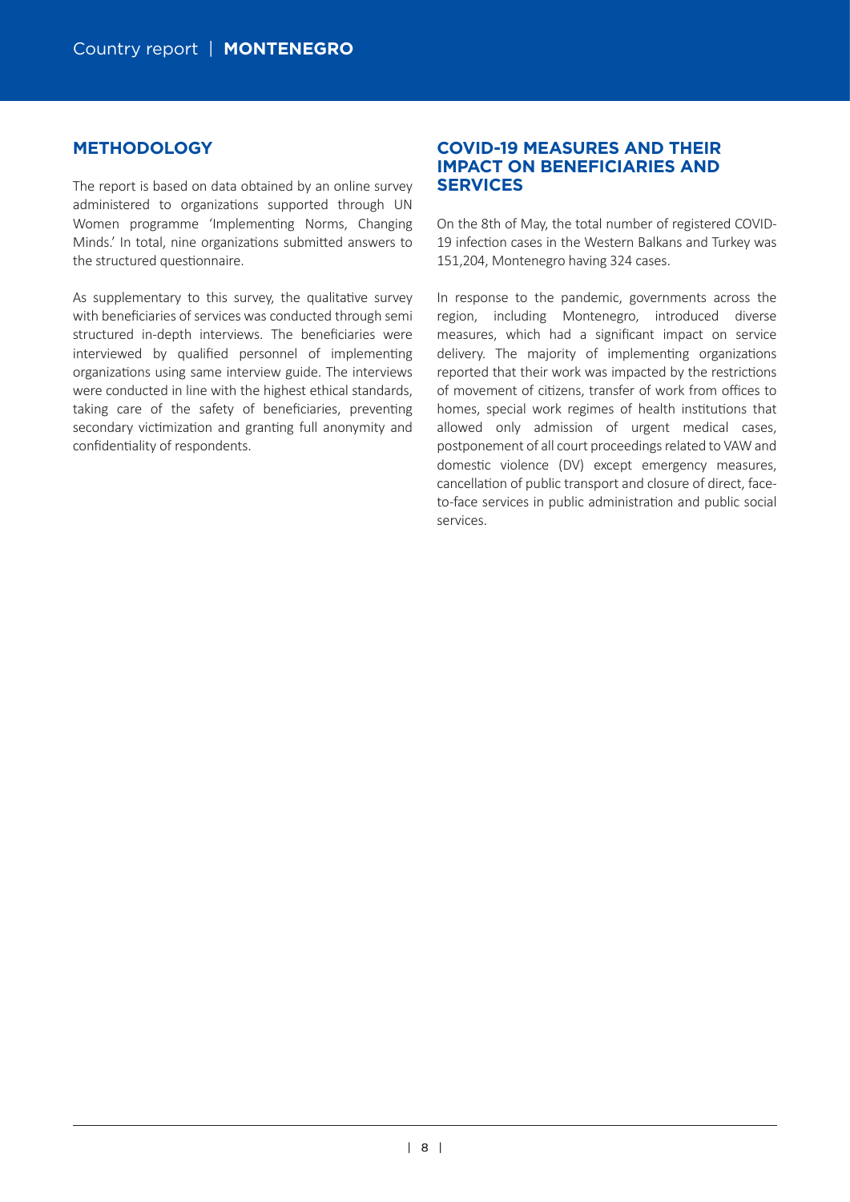## METHODOLOGY

The report is based on data obtained by an online survey administered to organizations supported through UN Women programme 'Implementing Norms, Changing Minds.' In total, nine organizations submitted answers to the structured questionnaire.

As supplementary to this survey, the qualitative survey with beneficiaries of services was conducted through semi structured in-depth interviews. The beneficiaries were interviewed by qualified personnel of implementing organizations using same interview guide. The interviews were conducted in line with the highest ethical standards, taking care of the safety of beneficiaries, preventing secondary victimization and granting full anonymity and confidentiality of respondents.

## COVID-19 MEASURES AND THEIR IMPACT ON BENEFICIARIES AND SERVICES

On the 8th of May, the total number of registered COVID-19 infection cases in the Western Balkans and Turkey was 151,204, Montenegro having 324 cases.

In response to the pandemic, governments across the region, including Montenegro, introduced diverse measures, which had a significant impact on service delivery. The majority of implementing organizations reported that their work was impacted by the restrictions of movement of citizens, transfer of work from offices to homes, special work regimes of health institutions that allowed only admission of urgent medical cases, postponement of all court proceedings related to VAW and domestic violence (DV) except emergency measures, cancellation of public transport and closure of direct, face-to-face services in public administration and public social services.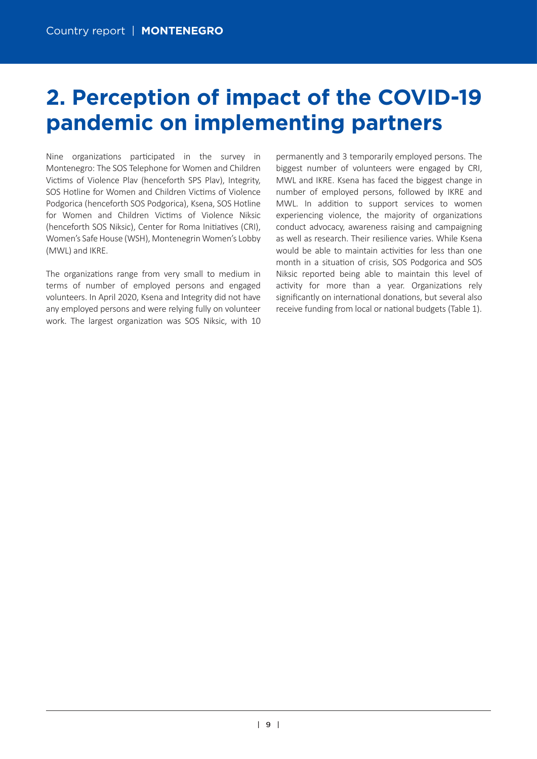# 2. Perception of impact of the COVID-19 pandemic on implementing partners

Nine organizations participated in the survey in Montenegro: The SOS Telephone for Women and Children Victims of Violence Plav (henceforth SPS Plav), Integrity, SOS Hotline for Women and Children Victims of Violence Podgorica (henceforth SOS Podgorica), Ksena, SOS Hotline for Women and Children Victims of Violence Niksic (henceforth SOS Niksic), Center for Roma Initiatives (CRI), Women's Safe House (WSH), Montenegrin Women's Lobby (MWL) and IKRE.

The organizations range from very small to medium in terms of number of employed persons and engaged volunteers. In April 2020, Ksena and Integrity did not have any employed persons and were relying fully on volunteer work. The largest organization was SOS Niksic, with 10 permanently and 3 temporarily employed persons. The biggest number of volunteers were engaged by CRI, MWL and IKRE. Ksena has faced the biggest change in number of employed persons, followed by IKRE and MWL. In addition to support services to women experiencing violence, the majority of organizations conduct advocacy, awareness raising and campaigning as well as research. Their resilience varies. While Ksena would be able to maintain activities for less than one month in a situation of crisis, SOS Podgorica and SOS Niksic reported being able to maintain this level of activity for more than a year. Organizations rely significantly on international donations, but several also receive funding from local or national budgets (Table 1).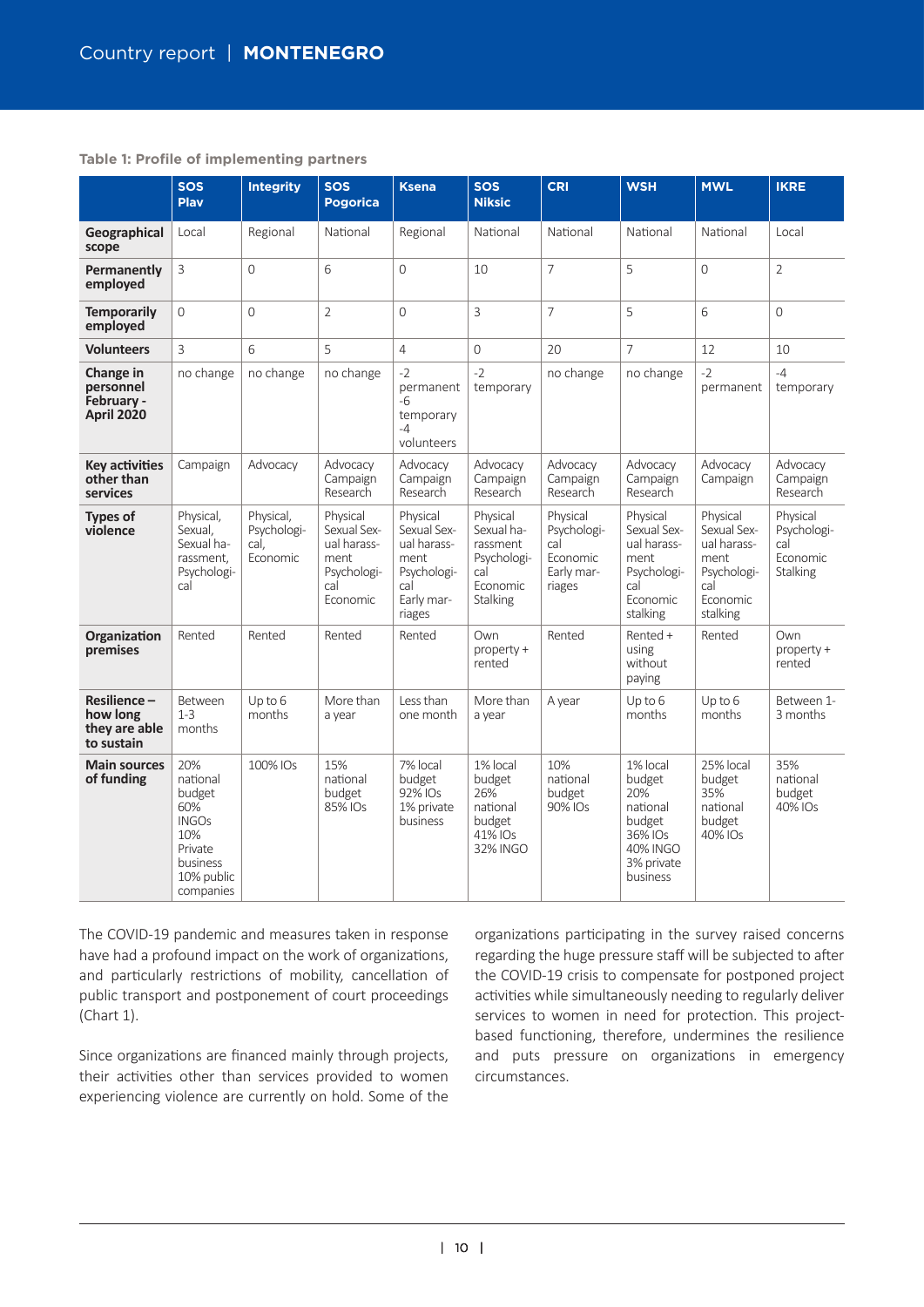**Table 1: Profile of implementing partners**

| | SOS Plav | Integrity | SOS Pogorica | Ksena | SOS Niksic | CRI | WSH | MWL | IKRE |
|---|---|---|---|---|---|---|---|---|---|
| **Geographical scope** | Local | Regional | National | Regional | National | National | National | National | Local |
| **Permanently employed** | 3 | 0 | 6 | 0 | 10 | 7 | 5 | 0 | 2 |
| **Temporarily employed** | 0 | 0 | 2 | 0 | 3 | 7 | 5 | 6 | 0 |
| **Volunteers** | 3 | 6 | 5 | 4 | 0 | 20 | 7 | 12 | 10 |
| **Change in personnel February - April 2020** | no change | no change | no change | -2 permanent -6 temporary -4 volunteers | -2 temporary | no change | no change | -2 permanent | -4 temporary |
| **Key activities other than services** | Campaign | Advocacy | Advocacy Campaign Research | Advocacy Campaign Research | Advocacy Campaign Research | Advocacy Campaign Research | Advocacy Campaign Research | Advocacy Campaign | Advocacy Campaign Research |
| **Types of violence** | Physical, Sexual, Sexual harassment, Psychological | Physical, Psychological, Economic | Physical Sexual Sexual harassment Psychological Economic | Physical Sexual Sexual harassment Psychological Early marriages | Physical Sexual harassment Psychological Economic Stalking | Physical Psychological Economic Early marriages | Physical Sexual Sexual harassment Psychological Economic stalking | Physical Sexual Sexual harassment Psychological Economic stalking | Physical Psychological Economic Stalking |
| **Organization premises** | Rented | Rented | Rented | Rented | Own property + rented | Rented | Rented + using without paying | Rented | Own property + rented |
| **Resilience – how long they are able to sustain** | Between 1-3 months | Up to 6 months | More than a year | Less than one month | More than a year | A year | Up to 6 months | Up to 6 months | Between 1-3 months |
| **Main sources of funding** | 20% national budget 60% INGOs 10% Private business 10% public companies | 100% IOs | 15% national budget 85% IOs | 7% local budget 92% IOs 1% private business | 1% local budget 26% national budget 41% IOs 32% INGO | 10% national budget 90% IOs | 1% local budget 20% national budget 36% IOs 40% INGO 3% private business | 25% local budget 35% national budget 40% IOs | 35% national budget 40% IOs |

The COVID-19 pandemic and measures taken in response have had a profound impact on the work of organizations, and particularly restrictions of mobility, cancellation of public transport and postponement of court proceedings (Chart 1).

Since organizations are financed mainly through projects, their activities other than services provided to women experiencing violence are currently on hold. Some of the organizations participating in the survey raised concerns regarding the huge pressure staff will be subjected to after the COVID-19 crisis to compensate for postponed project activities while simultaneously needing to regularly deliver services to women in need for protection. This project-based functioning, therefore, undermines the resilience and puts pressure on organizations in emergency circumstances.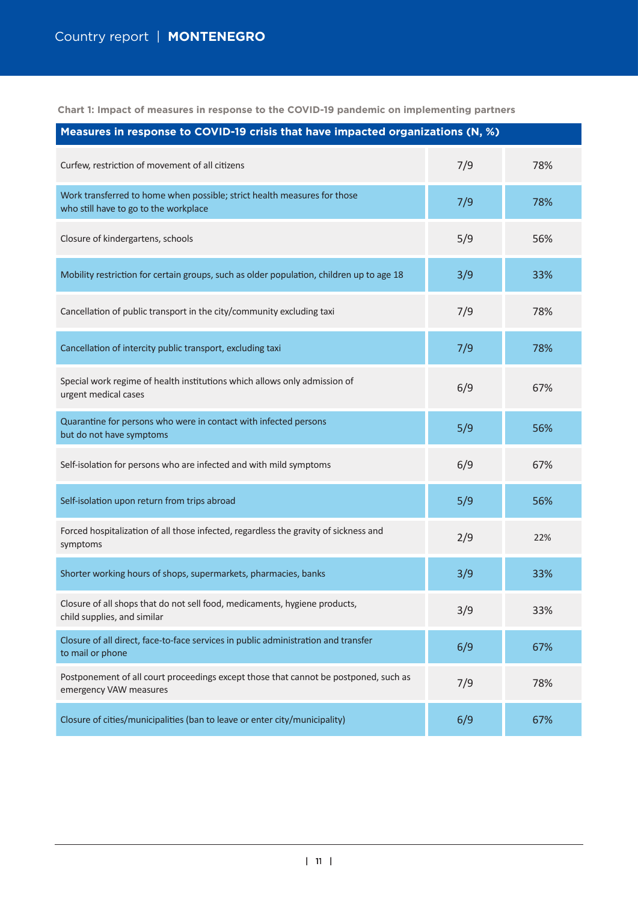**Chart 1: Impact of measures in response to the COVID-19 pandemic on implementing partners**

| Measures in response to COVID-19 crisis that have impacted organizations (N, %) | | |
|---|---|---|
| Curfew, restriction of movement of all citizens | 7/9 | 78% |
| Work transferred to home when possible; strict health measures for those who still have to go to the workplace | 7/9 | 78% |
| Closure of kindergartens, schools | 5/9 | 56% |
| Mobility restriction for certain groups, such as older population, children up to age 18 | 3/9 | 33% |
| Cancellation of public transport in the city/community excluding taxi | 7/9 | 78% |
| Cancellation of intercity public transport, excluding taxi | 7/9 | 78% |
| Special work regime of health institutions which allows only admission of urgent medical cases | 6/9 | 67% |
| Quarantine for persons who were in contact with infected persons but do not have symptoms | 5/9 | 56% |
| Self-isolation for persons who are infected and with mild symptoms | 6/9 | 67% |
| Self-isolation upon return from trips abroad | 5/9 | 56% |
| Forced hospitalization of all those infected, regardless the gravity of sickness and symptoms | 2/9 | 22% |
| Shorter working hours of shops, supermarkets, pharmacies, banks | 3/9 | 33% |
| Closure of all shops that do not sell food, medicaments, hygiene products, child supplies, and similar | 3/9 | 33% |
| Closure of all direct, face-to-face services in public administration and transfer to mail or phone | 6/9 | 67% |
| Postponement of all court proceedings except those that cannot be postponed, such as emergency VAW measures | 7/9 | 78% |
| Closure of cities/municipalities (ban to leave or enter city/municipality) | 6/9 | 67% |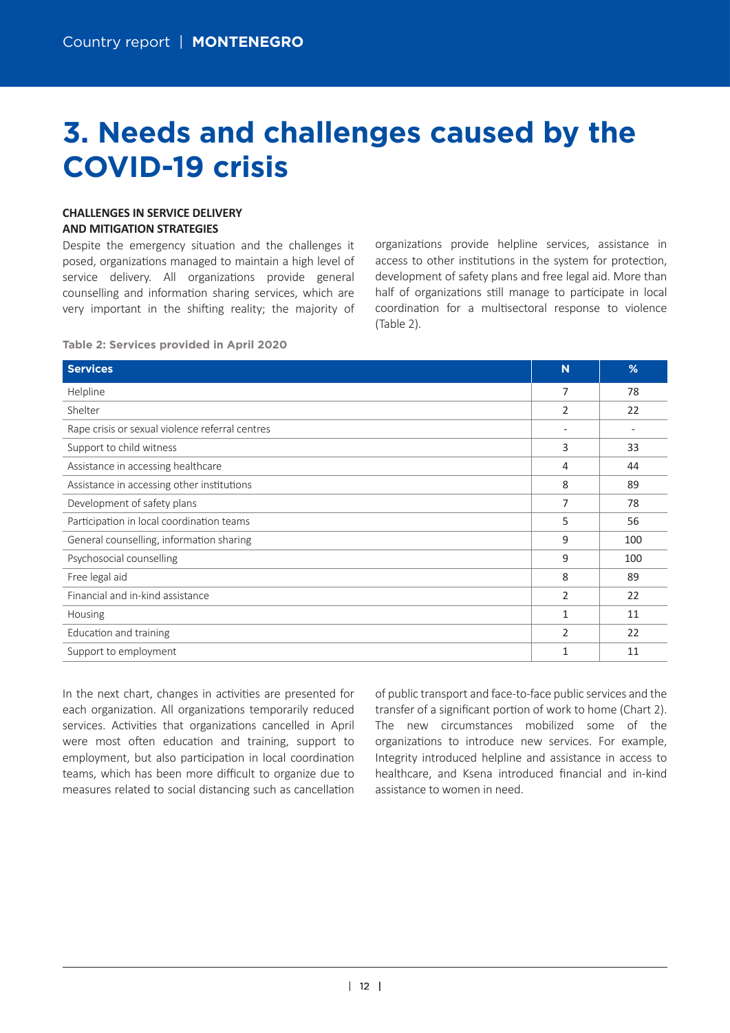# 3. Needs and challenges caused by the COVID-19 crisis

**CHALLENGES IN SERVICE DELIVERY AND MITIGATION STRATEGIES**

Despite the emergency situation and the challenges it posed, organizations managed to maintain a high level of service delivery. All organizations provide general counselling and information sharing services, which are very important in the shifting reality; the majority of organizations provide helpline services, assistance in access to other institutions in the system for protection, development of safety plans and free legal aid. More than half of organizations still manage to participate in local coordination for a multisectoral response to violence (Table 2).

**Table 2: Services provided in April 2020**

| Services | N | % |
|---|---|---|
| Helpline | 7 | 78 |
| Shelter | 2 | 22 |
| Rape crisis or sexual violence referral centres | - | - |
| Support to child witness | 3 | 33 |
| Assistance in accessing healthcare | 4 | 44 |
| Assistance in accessing other institutions | 8 | 89 |
| Development of safety plans | 7 | 78 |
| Participation in local coordination teams | 5 | 56 |
| General counselling, information sharing | 9 | 100 |
| Psychosocial counselling | 9 | 100 |
| Free legal aid | 8 | 89 |
| Financial and in-kind assistance | 2 | 22 |
| Housing | 1 | 11 |
| Education and training | 2 | 22 |
| Support to employment | 1 | 11 |

In the next chart, changes in activities are presented for each organization. All organizations temporarily reduced services. Activities that organizations cancelled in April were most often education and training, support to employment, but also participation in local coordination teams, which has been more difficult to organize due to measures related to social distancing such as cancellation of public transport and face-to-face public services and the transfer of a significant portion of work to home (Chart 2). The new circumstances mobilized some of the organizations to introduce new services. For example, Integrity introduced helpline and assistance in access to healthcare, and Ksena introduced financial and in-kind assistance to women in need.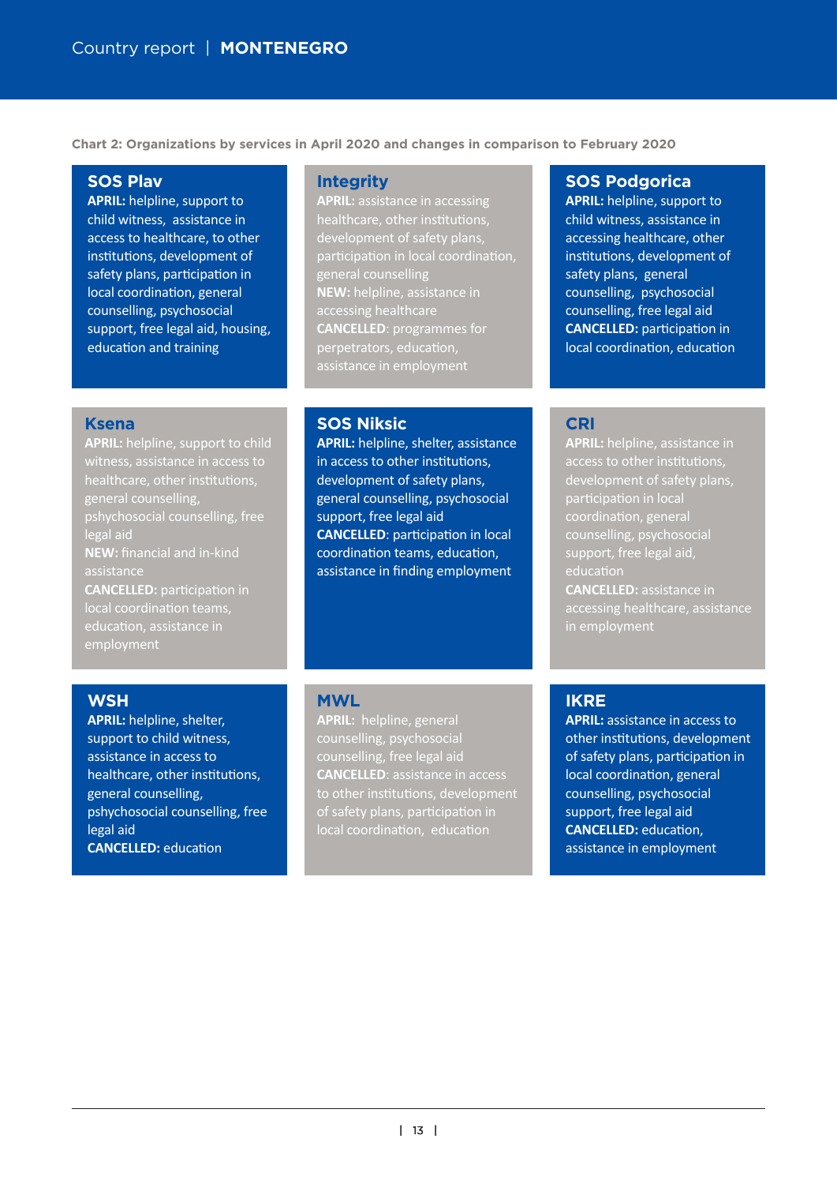Chart 2: Organizations by services in April 2020 and changes in comparison to February 2020

### SOS Plav

**APRIL:** helpline, support to child witness, assistance in access to healthcare, to other institutions, development of safety plans, participation in local coordination, general counselling, psychosocial support, free legal aid, housing, education and training

### Integrity

**APRIL:** assistance in accessing healthcare, other institutions, development of safety plans, participation in local coordination, general counselling
**NEW:** helpline, assistance in accessing healthcare
**CANCELLED**: programmes for perpetrators, education, assistance in employment

### SOS Podgorica

**APRIL:** helpline, support to child witness, assistance in accessing healthcare, other institutions, development of safety plans, general counselling, psychosocial counselling, free legal aid
**CANCELLED:** participation in local coordination, education

### Ksena

**APRIL:** helpline, support to child witness, assistance in access to healthcare, other institutions, general counselling, pshychosocial counselling, free legal aid
**NEW:** financial and in-kind assistance
**CANCELLED:** participation in local coordination teams, education, assistance in employment

### SOS Niksic

**APRIL:** helpline, shelter, assistance in access to other institutions, development of safety plans, general counselling, psychosocial support, free legal aid
**CANCELLED**: participation in local coordination teams, education, assistance in finding employment

### CRI

**APRIL:** helpline, assistance in access to other institutions, development of safety plans, participation in local coordination, general counselling, psychosocial support, free legal aid, education
**CANCELLED:** assistance in accessing healthcare, assistance in employment

### WSH

**APRIL:** helpline, shelter, support to child witness, assistance in access to healthcare, other institutions, general counselling, pshychosocial counselling, free legal aid
**CANCELLED:** education

### MWL

**APRIL:** helpline, general counselling, psychosocial counselling, free legal aid
**CANCELLED**: assistance in access to other institutions, development of safety plans, participation in local coordination, education

### IKRE

**APRIL:** assistance in access to other institutions, development of safety plans, participation in local coordination, general counselling, psychosocial support, free legal aid
**CANCELLED:** education, assistance in employment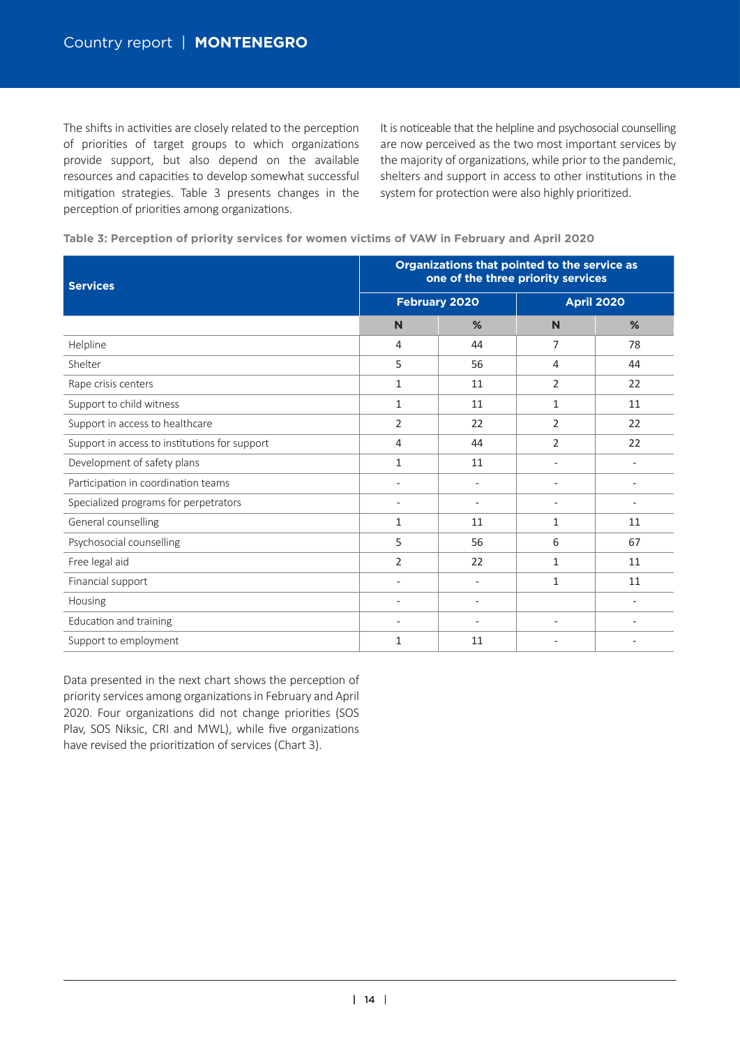The shifts in activities are closely related to the perception of priorities of target groups to which organizations provide support, but also depend on the available resources and capacities to develop somewhat successful mitigation strategies. Table 3 presents changes in the perception of priorities among organizations.

It is noticeable that the helpline and psychosocial counselling are now perceived as the two most important services by the majority of organizations, while prior to the pandemic, shelters and support in access to other institutions in the system for protection were also highly prioritized.

**Table 3: Perception of priority services for women victims of VAW in February and April 2020**

| Services | Organizations that pointed to the service as one of the three priority services | | | |
|---|---|---|---|---|
| | February 2020 | | April 2020 | |
| | N | % | N | % |
| Helpline | 4 | 44 | 7 | 78 |
| Shelter | 5 | 56 | 4 | 44 |
| Rape crisis centers | 1 | 11 | 2 | 22 |
| Support to child witness | 1 | 11 | 1 | 11 |
| Support in access to healthcare | 2 | 22 | 2 | 22 |
| Support in access to institutions for support | 4 | 44 | 2 | 22 |
| Development of safety plans | 1 | 11 | - | - |
| Participation in coordination teams | - | - | - | - |
| Specialized programs for perpetrators | - | - | - | - |
| General counselling | 1 | 11 | 1 | 11 |
| Psychosocial counselling | 5 | 56 | 6 | 67 |
| Free legal aid | 2 | 22 | 1 | 11 |
| Financial support | - | - | 1 | 11 |
| Housing | - | - | | - |
| Education and training | - | - | - | - |
| Support to employment | 1 | 11 | - | - |

Data presented in the next chart shows the perception of priority services among organizations in February and April 2020. Four organizations did not change priorities (SOS Plav, SOS Niksic, CRI and MWL), while five organizations have revised the prioritization of services (Chart 3).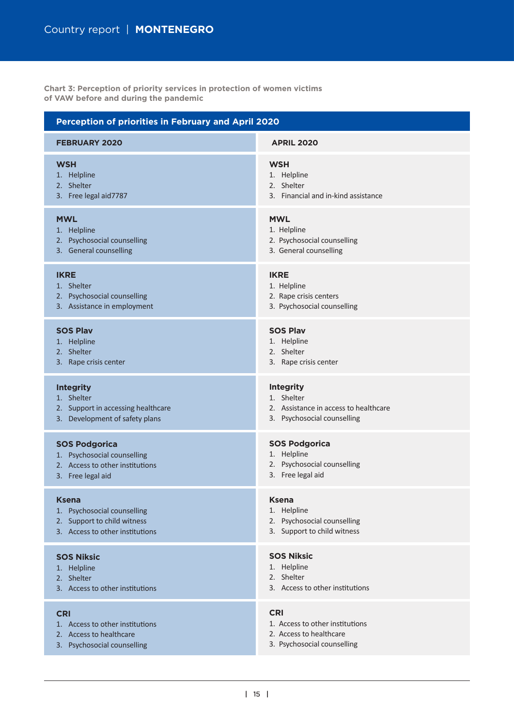**Chart 3: Perception of priority services in protection of women victims of VAW before and during the pandemic**

| Perception of priorities in February and April 2020 | |
|---|---|
| **FEBRUARY 2020** | **APRIL 2020** |
| **WSH**<br>1. Helpline<br>2. Shelter<br>3. Free legal aid7787 | **WSH**<br>1. Helpline<br>2. Shelter<br>3. Financial and in-kind assistance |
| **MWL**<br>1. Helpline<br>2. Psychosocial counselling<br>3. General counselling | **MWL**<br>1. Helpline<br>2. Psychosocial counselling<br>3. General counselling |
| **IKRE**<br>1. Shelter<br>2. Psychosocial counselling<br>3. Assistance in employment | **IKRE**<br>1. Helpline<br>2. Rape crisis centers<br>3. Psychosocial counselling |
| **SOS Plav**<br>1. Helpline<br>2. Shelter<br>3. Rape crisis center | **SOS Plav**<br>1. Helpline<br>2. Shelter<br>3. Rape crisis center |
| **Integrity**<br>1. Shelter<br>2. Support in accessing healthcare<br>3. Development of safety plans | **Integrity**<br>1. Shelter<br>2. Assistance in access to healthcare<br>3. Psychosocial counselling |
| **SOS Podgorica**<br>1. Psychosocial counselling<br>2. Access to other institutions<br>3. Free legal aid | **SOS Podgorica**<br>1. Helpline<br>2. Psychosocial counselling<br>3. Free legal aid |
| **Ksena**<br>1. Psychosocial counselling<br>2. Support to child witness<br>3. Access to other institutions | **Ksena**<br>1. Helpline<br>2. Psychosocial counselling<br>3. Support to child witness |
| **SOS Niksic**<br>1. Helpline<br>2. Shelter<br>3. Access to other institutions | **SOS Niksic**<br>1. Helpline<br>2. Shelter<br>3. Access to other institutions |
| **CRI**<br>1. Access to other institutions<br>2. Access to healthcare<br>3. Psychosocial counselling | **CRI**<br>1. Access to other institutions<br>2. Access to healthcare<br>3. Psychosocial counselling |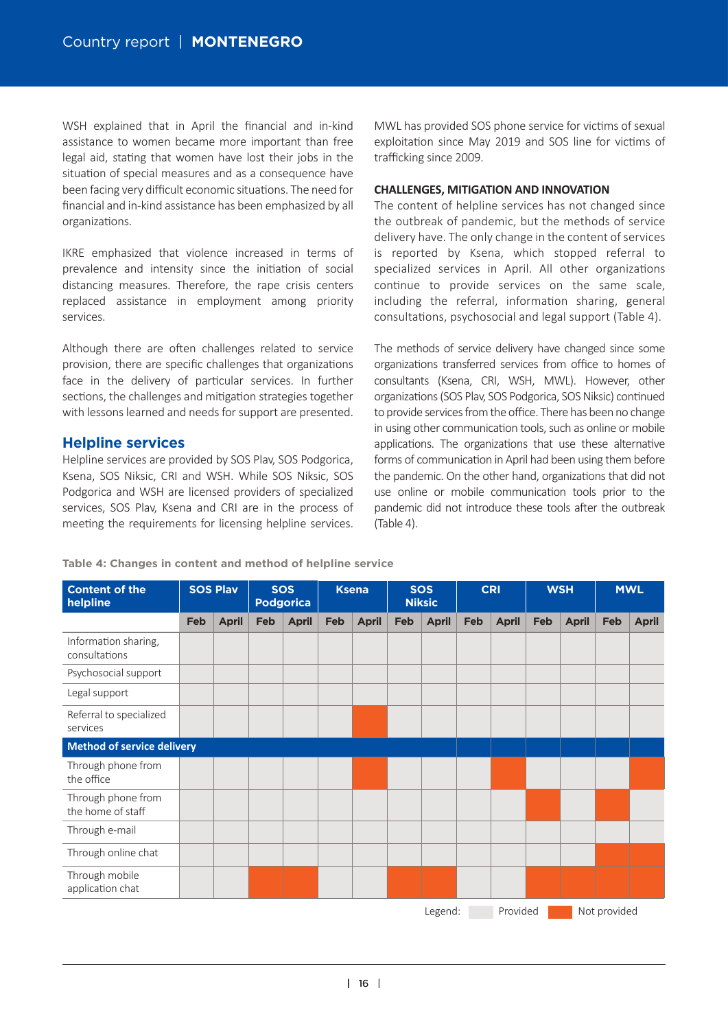WSH explained that in April the financial and in-kind assistance to women became more important than free legal aid, stating that women have lost their jobs in the situation of special measures and as a consequence have been facing very difficult economic situations. The need for financial and in-kind assistance has been emphasized by all organizations.

IKRE emphasized that violence increased in terms of prevalence and intensity since the initiation of social distancing measures. Therefore, the rape crisis centers replaced assistance in employment among priority services.

Although there are often challenges related to service provision, there are specific challenges that organizations face in the delivery of particular services. In further sections, the challenges and mitigation strategies together with lessons learned and needs for support are presented.

## Helpline services

Helpline services are provided by SOS Plav, SOS Podgorica, Ksena, SOS Niksic, CRI and WSH. While SOS Niksic, SOS Podgorica and WSH are licensed providers of specialized services, SOS Plav, Ksena and CRI are in the process of meeting the requirements for licensing helpline services.

MWL has provided SOS phone service for victims of sexual exploitation since May 2019 and SOS line for victims of trafficking since 2009.

**CHALLENGES, MITIGATION AND INNOVATION**

The content of helpline services has not changed since the outbreak of pandemic, but the methods of service delivery have. The only change in the content of services is reported by Ksena, which stopped referral to specialized services in April. All other organizations continue to provide services on the same scale, including the referral, information sharing, general consultations, psychosocial and legal support (Table 4).

The methods of service delivery have changed since some organizations transferred services from office to homes of consultants (Ksena, CRI, WSH, MWL). However, other organizations (SOS Plav, SOS Podgorica, SOS Niksic) continued to provide services from the office. There has been no change in using other communication tools, such as online or mobile applications. The organizations that use these alternative forms of communication in April had been using them before the pandemic. On the other hand, organizations that did not use online or mobile communication tools prior to the pandemic did not introduce these tools after the outbreak (Table 4).

**Table 4: Changes in content and method of helpline service**

| Content of the helpline | SOS Plav | | SOS Podgorica | | Ksena | | SOS Niksic | | CRI | | WSH | | MWL | |
|---|---|---|---|---|---|---|---|---|---|---|---|---|---|---|
| | Feb | April | Feb | April | Feb | April | Feb | April | Feb | April | Feb | April | Feb | April |
| Information sharing, consultations | Provided | Provided | Provided | Provided | Provided | Provided | Provided | Provided | Provided | Provided | Provided | Provided | Provided | Provided |
| Psychosocial support | Provided | Provided | Provided | Provided | Provided | Provided | Provided | Provided | Provided | Provided | Provided | Provided | Provided | Provided |
| Legal support | Provided | Provided | Provided | Provided | Provided | Provided | Provided | Provided | Provided | Provided | Provided | Provided | Provided | Provided |
| Referral to specialized services | Provided | Provided | Provided | Provided | Provided | Not provided | Provided | Provided | Provided | Provided | Provided | Provided | Provided | Provided |
| **Method of service delivery** | | | | | | | | | | | | | | |
| Through phone from the office | Provided | Provided | Provided | Provided | Provided | Not provided | Provided | Provided | Provided | Not provided | Provided | Provided | Provided | Not provided |
| Through phone from the home of staff | Provided | Provided | Provided | Provided | Provided | Provided | Provided | Provided | Provided | Provided | Not provided | Provided | Not provided | Provided |
| Through e-mail | Provided | Provided | Provided | Provided | Provided | Provided | Provided | Provided | Provided | Provided | Provided | Provided | Provided | Provided |
| Through online chat | Provided | Provided | Provided | Provided | Provided | Provided | Provided | Provided | Provided | Provided | Provided | Provided | Not provided | Not provided |
| Through mobile application chat | Provided | Provided | Not provided | Not provided | Provided | Provided | Not provided | Not provided | Provided | Provided | Not provided | Not provided | Not provided | Not provided |

Legend: Provided / Not provided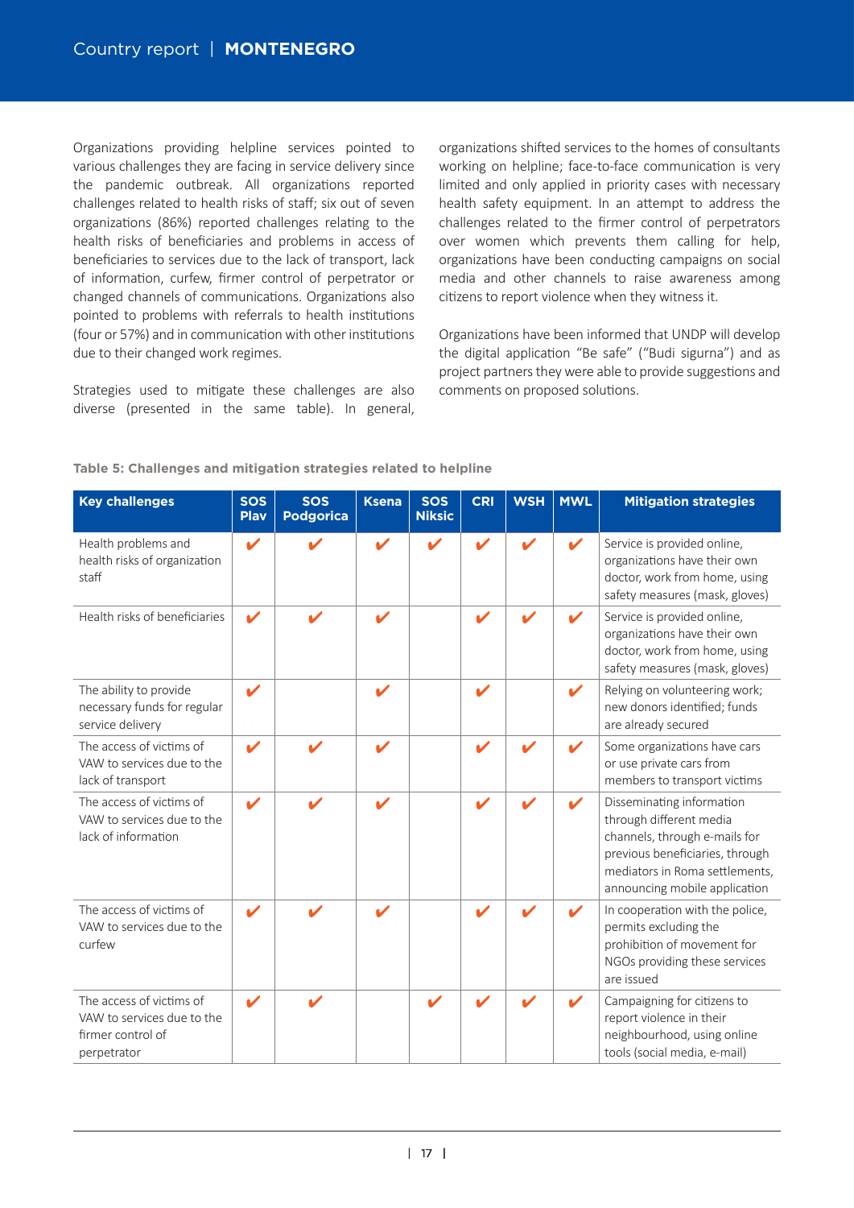Organizations providing helpline services pointed to various challenges they are facing in service delivery since the pandemic outbreak. All organizations reported challenges related to health risks of staff; six out of seven organizations (86%) reported challenges relating to the health risks of beneficiaries and problems in access of beneficiaries to services due to the lack of transport, lack of information, curfew, firmer control of perpetrator or changed channels of communications. Organizations also pointed to problems with referrals to health institutions (four or 57%) and in communication with other institutions due to their changed work regimes.

Strategies used to mitigate these challenges are also diverse (presented in the same table). In general, organizations shifted services to the homes of consultants working on helpline; face-to-face communication is very limited and only applied in priority cases with necessary health safety equipment. In an attempt to address the challenges related to the firmer control of perpetrators over women which prevents them calling for help, organizations have been conducting campaigns on social media and other channels to raise awareness among citizens to report violence when they witness it.

Organizations have been informed that UNDP will develop the digital application "Be safe" ("Budi sigurna") and as project partners they were able to provide suggestions and comments on proposed solutions.

**Table 5: Challenges and mitigation strategies related to helpline**

| Key challenges | SOS Plav | SOS Podgorica | Ksena | SOS Niksic | CRI | WSH | MWL | Mitigation strategies |
|---|---|---|---|---|---|---|---|---|
| Health problems and health risks of organization staff | ✔ | ✔ | ✔ | ✔ | ✔ | ✔ | ✔ | Service is provided online, organizations have their own doctor, work from home, using safety measures (mask, gloves) |
| Health risks of beneficiaries | ✔ | ✔ | ✔ | | ✔ | ✔ | ✔ | Service is provided online, organizations have their own doctor, work from home, using safety measures (mask, gloves) |
| The ability to provide necessary funds for regular service delivery | ✔ | | ✔ | | ✔ | | ✔ | Relying on volunteering work; new donors identified; funds are already secured |
| The access of victims of VAW to services due to the lack of transport | ✔ | ✔ | ✔ | | ✔ | ✔ | ✔ | Some organizations have cars or use private cars from members to transport victims |
| The access of victims of VAW to services due to the lack of information | ✔ | ✔ | ✔ | | ✔ | ✔ | ✔ | Disseminating information through different media channels, through e-mails for previous beneficiaries, through mediators in Roma settlements, announcing mobile application |
| The access of victims of VAW to services due to the curfew | ✔ | ✔ | ✔ | | ✔ | ✔ | ✔ | In cooperation with the police, permits excluding the prohibition of movement for NGOs providing these services are issued |
| The access of victims of VAW to services due to the firmer control of perpetrator | ✔ | ✔ | | ✔ | ✔ | ✔ | ✔ | Campaigning for citizens to report violence in their neighbourhood, using online tools (social media, e-mail) |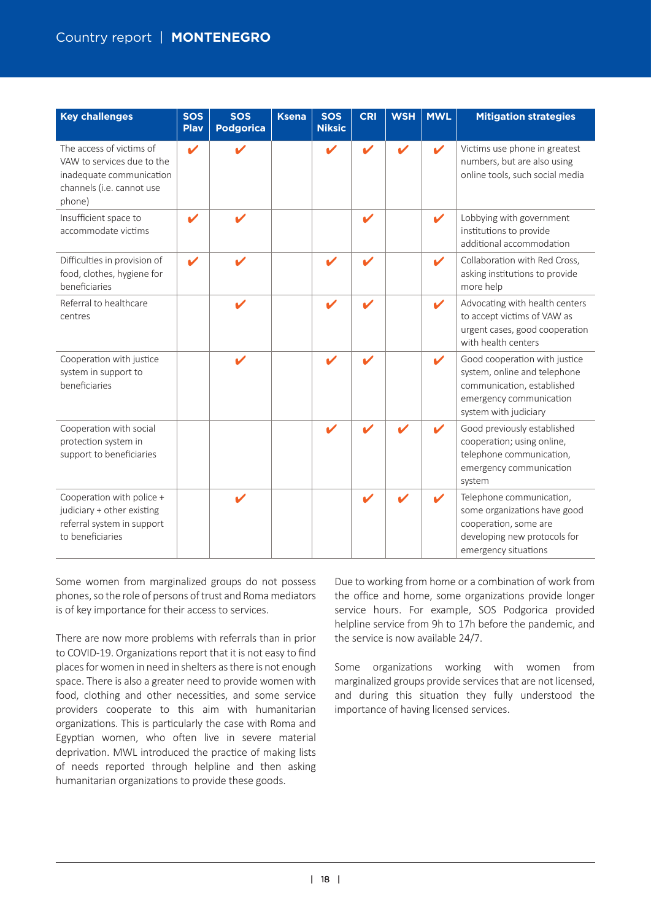| Key challenges | SOS Plav | SOS Podgorica | Ksena | SOS Niksic | CRI | WSH | MWL | Mitigation strategies |
|---|---|---|---|---|---|---|---|---|
| The access of victims of VAW to services due to the inadequate communication channels (i.e. cannot use phone) | ✔ | ✔ | | ✔ | ✔ | ✔ | ✔ | Victims use phone in greatest numbers, but are also using online tools, such social media |
| Insufficient space to accommodate victims | ✔ | ✔ | | | ✔ | | ✔ | Lobbying with government institutions to provide additional accommodation |
| Difficulties in provision of food, clothes, hygiene for beneficiaries | ✔ | ✔ | | ✔ | ✔ | | ✔ | Collaboration with Red Cross, asking institutions to provide more help |
| Referral to healthcare centres | | ✔ | | ✔ | ✔ | | ✔ | Advocating with health centers to accept victims of VAW as urgent cases, good cooperation with health centers |
| Cooperation with justice system in support to beneficiaries | | ✔ | | ✔ | ✔ | | ✔ | Good cooperation with justice system, online and telephone communication, established emergency communication system with judiciary |
| Cooperation with social protection system in support to beneficiaries | | | | ✔ | ✔ | ✔ | ✔ | Good previously established cooperation; using online, telephone communication, emergency communication system |
| Cooperation with police + judiciary + other existing referral system in support to beneficiaries | | ✔ | | | ✔ | ✔ | ✔ | Telephone communication, some organizations have good cooperation, some are developing new protocols for emergency situations |

Some women from marginalized groups do not possess phones, so the role of persons of trust and Roma mediators is of key importance for their access to services.

There are now more problems with referrals than in prior to COVID-19. Organizations report that it is not easy to find places for women in need in shelters as there is not enough space. There is also a greater need to provide women with food, clothing and other necessities, and some service providers cooperate to this aim with humanitarian organizations. This is particularly the case with Roma and Egyptian women, who often live in severe material deprivation. MWL introduced the practice of making lists of needs reported through helpline and then asking humanitarian organizations to provide these goods.

Due to working from home or a combination of work from the office and home, some organizations provide longer service hours. For example, SOS Podgorica provided helpline service from 9h to 17h before the pandemic, and the service is now available 24/7.

Some organizations working with women from marginalized groups provide services that are not licensed, and during this situation they fully understood the importance of having licensed services.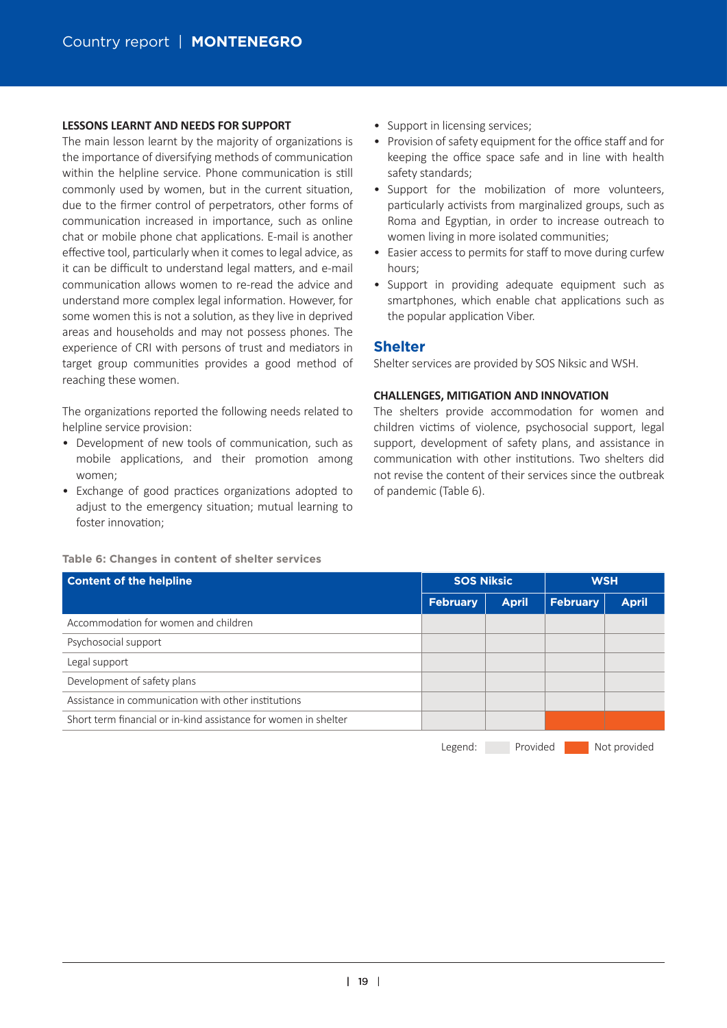**LESSONS LEARNT AND NEEDS FOR SUPPORT**

The main lesson learnt by the majority of organizations is the importance of diversifying methods of communication within the helpline service. Phone communication is still commonly used by women, but in the current situation, due to the firmer control of perpetrators, other forms of communication increased in importance, such as online chat or mobile phone chat applications. E-mail is another effective tool, particularly when it comes to legal advice, as it can be difficult to understand legal matters, and e-mail communication allows women to re-read the advice and understand more complex legal information. However, for some women this is not a solution, as they live in deprived areas and households and may not possess phones. The experience of CRI with persons of trust and mediators in target group communities provides a good method of reaching these women.

The organizations reported the following needs related to helpline service provision:

- Development of new tools of communication, such as mobile applications, and their promotion among women;
- Exchange of good practices organizations adopted to adjust to the emergency situation; mutual learning to foster innovation;
- Support in licensing services;
- Provision of safety equipment for the office staff and for keeping the office space safe and in line with health safety standards;
- Support for the mobilization of more volunteers, particularly activists from marginalized groups, such as Roma and Egyptian, in order to increase outreach to women living in more isolated communities;
- Easier access to permits for staff to move during curfew hours;
- Support in providing adequate equipment such as smartphones, which enable chat applications such as the popular application Viber.

## Shelter

Shelter services are provided by SOS Niksic and WSH.

**CHALLENGES, MITIGATION AND INNOVATION**

The shelters provide accommodation for women and children victims of violence, psychosocial support, legal support, development of safety plans, and assistance in communication with other institutions. Two shelters did not revise the content of their services since the outbreak of pandemic (Table 6).

**Table 6: Changes in content of shelter services**

| Content of the helpline | SOS Niksic | | WSH | |
|---|---|---|---|---|
| | February | April | February | April |
| Accommodation for women and children | Provided | Provided | Provided | Provided |
| Psychosocial support | Provided | Provided | Provided | Provided |
| Legal support | Provided | Provided | Provided | Provided |
| Development of safety plans | Provided | Provided | Provided | Provided |
| Assistance in communication with other institutions | Provided | Provided | Provided | Provided |
| Short term financial or in-kind assistance for women in shelter | Provided | Provided | Not provided | Not provided |

Legend: Provided / Not provided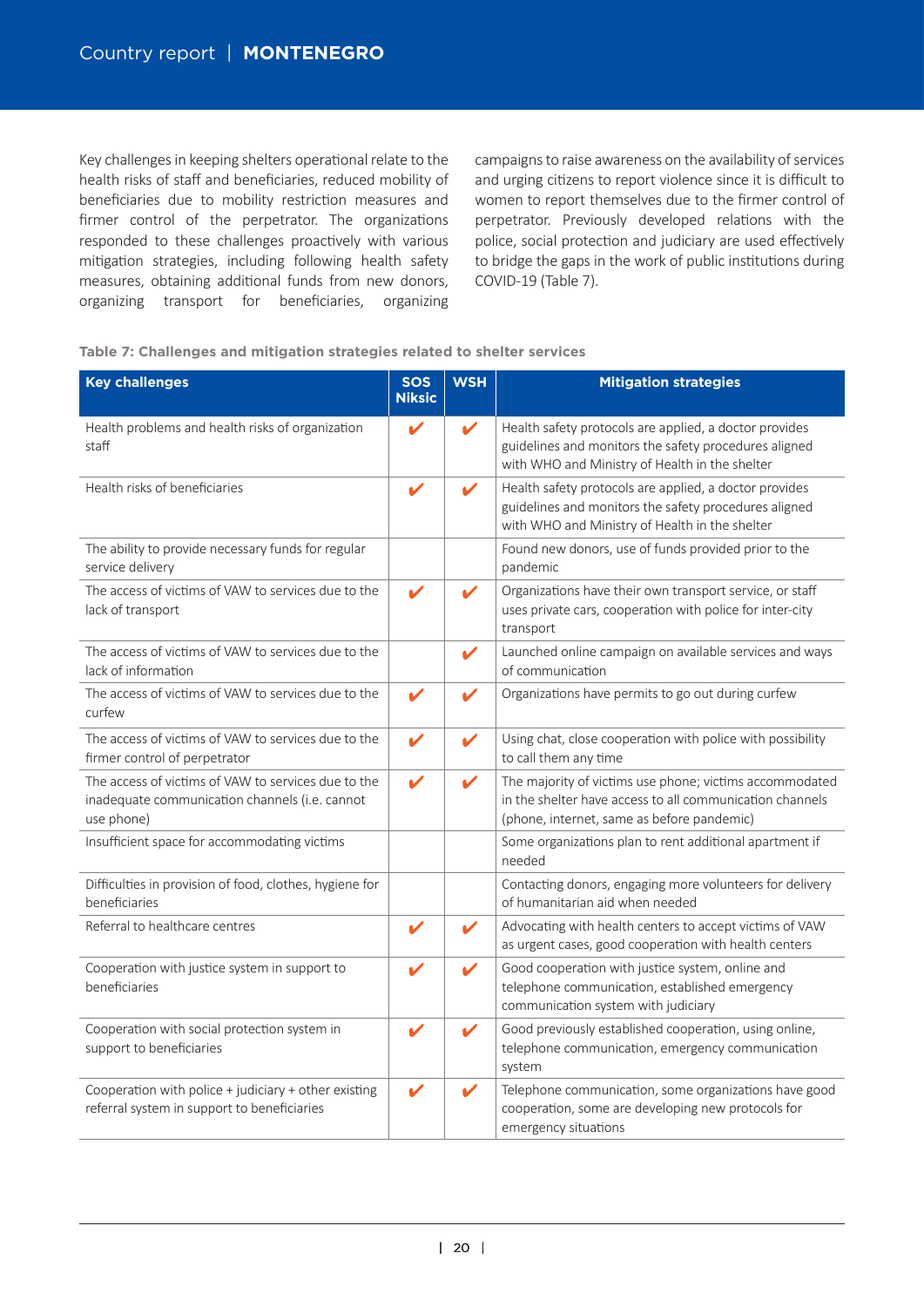Key challenges in keeping shelters operational relate to the health risks of staff and beneficiaries, reduced mobility of beneficiaries due to mobility restriction measures and firmer control of the perpetrator. The organizations responded to these challenges proactively with various mitigation strategies, including following health safety measures, obtaining additional funds from new donors, organizing transport for beneficiaries, organizing campaigns to raise awareness on the availability of services and urging citizens to report violence since it is difficult to women to report themselves due to the firmer control of perpetrator. Previously developed relations with the police, social protection and judiciary are used effectively to bridge the gaps in the work of public institutions during COVID-19 (Table 7).

**Table 7: Challenges and mitigation strategies related to shelter services**

| Key challenges | SOS Niksic | WSH | Mitigation strategies |
|---|---|---|---|
| Health problems and health risks of organization staff | ✔ | ✔ | Health safety protocols are applied, a doctor provides guidelines and monitors the safety procedures aligned with WHO and Ministry of Health in the shelter |
| Health risks of beneficiaries | ✔ | ✔ | Health safety protocols are applied, a doctor provides guidelines and monitors the safety procedures aligned with WHO and Ministry of Health in the shelter |
| The ability to provide necessary funds for regular service delivery | | | Found new donors, use of funds provided prior to the pandemic |
| The access of victims of VAW to services due to the lack of transport | ✔ | ✔ | Organizations have their own transport service, or staff uses private cars, cooperation with police for inter-city transport |
| The access of victims of VAW to services due to the lack of information | | ✔ | Launched online campaign on available services and ways of communication |
| The access of victims of VAW to services due to the curfew | ✔ | ✔ | Organizations have permits to go out during curfew |
| The access of victims of VAW to services due to the firmer control of perpetrator | ✔ | ✔ | Using chat, close cooperation with police with possibility to call them any time |
| The access of victims of VAW to services due to the inadequate communication channels (i.e. cannot use phone) | ✔ | ✔ | The majority of victims use phone; victims accommodated in the shelter have access to all communication channels (phone, internet, same as before pandemic) |
| Insufficient space for accommodating victims | | | Some organizations plan to rent additional apartment if needed |
| Difficulties in provision of food, clothes, hygiene for beneficiaries | | | Contacting donors, engaging more volunteers for delivery of humanitarian aid when needed |
| Referral to healthcare centres | ✔ | ✔ | Advocating with health centers to accept victims of VAW as urgent cases, good cooperation with health centers |
| Cooperation with justice system in support to beneficiaries | ✔ | ✔ | Good cooperation with justice system, online and telephone communication, established emergency communication system with judiciary |
| Cooperation with social protection system in support to beneficiaries | ✔ | ✔ | Good previously established cooperation, using online, telephone communication, emergency communication system |
| Cooperation with police + judiciary + other existing referral system in support to beneficiaries | ✔ | ✔ | Telephone communication, some organizations have good cooperation, some are developing new protocols for emergency situations |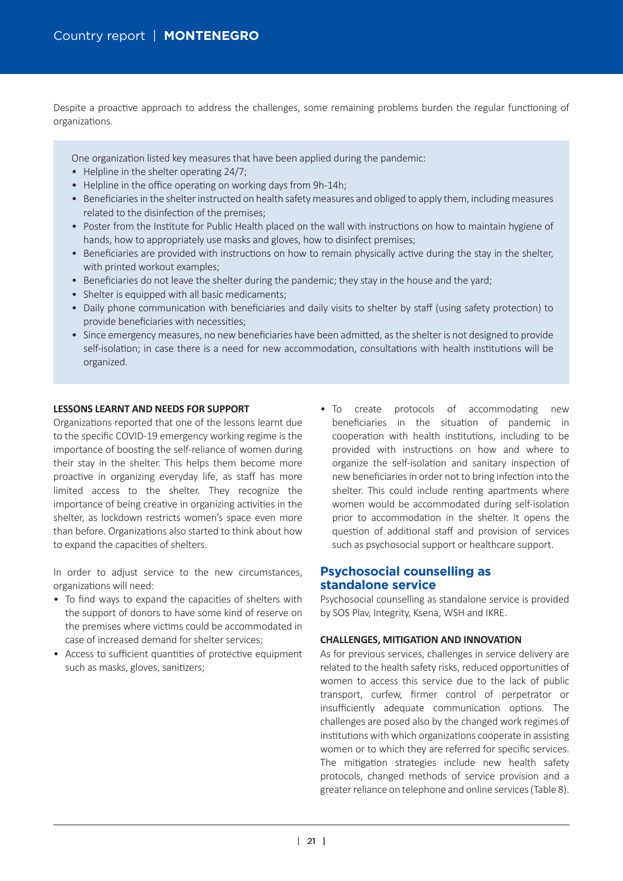Despite a proactive approach to address the challenges, some remaining problems burden the regular functioning of organizations.

> One organization listed key measures that have been applied during the pandemic:
> - Helpline in the shelter operating 24/7;
> - Helpline in the office operating on working days from 9h-14h;
> - Beneficiaries in the shelter instructed on health safety measures and obliged to apply them, including measures related to the disinfection of the premises;
> - Poster from the Institute for Public Health placed on the wall with instructions on how to maintain hygiene of hands, how to appropriately use masks and gloves, how to disinfect premises;
> - Beneficiaries are provided with instructions on how to remain physically active during the stay in the shelter, with printed workout examples;
> - Beneficiaries do not leave the shelter during the pandemic; they stay in the house and the yard;
> - Shelter is equipped with all basic medicaments;
> - Daily phone communication with beneficiaries and daily visits to shelter by staff (using safety protection) to provide beneficiaries with necessities;
> - Since emergency measures, no new beneficiaries have been admitted, as the shelter is not designed to provide self-isolation; in case there is a need for new accommodation, consultations with health institutions will be organized.

#### LESSONS LEARNT AND NEEDS FOR SUPPORT

Organizations reported that one of the lessons learnt due to the specific COVID-19 emergency working regime is the importance of boosting the self-reliance of women during their stay in the shelter. This helps them become more proactive in organizing everyday life, as staff has more limited access to the shelter. They recognize the importance of being creative in organizing activities in the shelter, as lockdown restricts women's space even more than before. Organizations also started to think about how to expand the capacities of shelters.

In order to adjust service to the new circumstances, organizations will need:

- To find ways to expand the capacities of shelters with the support of donors to have some kind of reserve on the premises where victims could be accommodated in case of increased demand for shelter services;
- Access to sufficient quantities of protective equipment such as masks, gloves, sanitizers;
- To create protocols of accommodating new beneficiaries in the situation of pandemic in cooperation with health institutions, including to be provided with instructions on how and where to organize the self-isolation and sanitary inspection of new beneficiaries in order not to bring infection into the shelter. This could include renting apartments where women would be accommodated during self-isolation prior to accommodation in the shelter. It opens the question of additional staff and provision of services such as psychosocial support or healthcare support.

### Psychosocial counselling as standalone service

Psychosocial counselling as standalone service is provided by SOS Plav, Integrity, Ksena, WSH and IKRE.

#### CHALLENGES, MITIGATION AND INNOVATION

As for previous services, challenges in service delivery are related to the health safety risks, reduced opportunities of women to access this service due to the lack of public transport, curfew, firmer control of perpetrator or insufficiently adequate communication options. The challenges are posed also by the changed work regimes of institutions with which organizations cooperate in assisting women or to which they are referred for specific services. The mitigation strategies include new health safety protocols, changed methods of service provision and a greater reliance on telephone and online services (Table 8).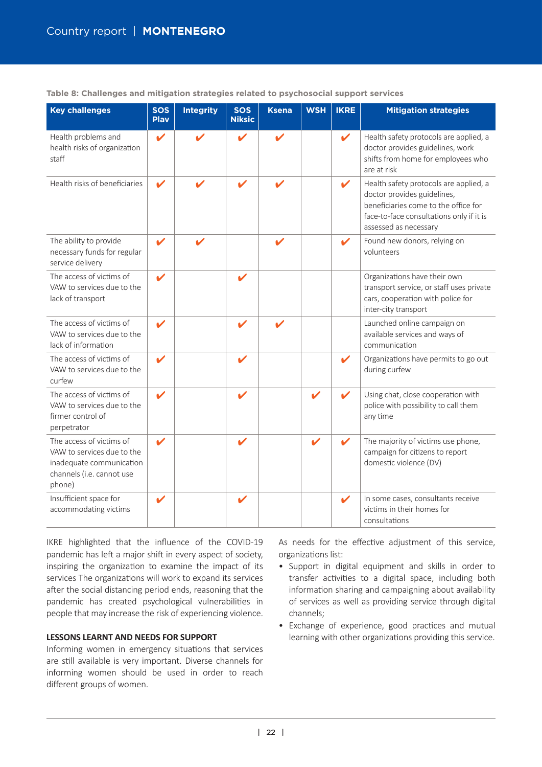Table 8: Challenges and mitigation strategies related to psychosocial support services

| Key challenges | SOS Plav | Integrity | SOS Niksic | Ksena | WSH | IKRE | Mitigation strategies |
|---|---|---|---|---|---|---|---|
| Health problems and health risks of organization staff | ✔ | ✔ | ✔ | ✔ | | ✔ | Health safety protocols are applied, a doctor provides guidelines, work shifts from home for employees who are at risk |
| Health risks of beneficiaries | ✔ | ✔ | ✔ | ✔ | | ✔ | Health safety protocols are applied, a doctor provides guidelines, beneficiaries come to the office for face-to-face consultations only if it is assessed as necessary |
| The ability to provide necessary funds for regular service delivery | ✔ | ✔ | | ✔ | | ✔ | Found new donors, relying on volunteers |
| The access of victims of VAW to services due to the lack of transport | ✔ | | ✔ | | | | Organizations have their own transport service, or staff uses private cars, cooperation with police for inter-city transport |
| The access of victims of VAW to services due to the lack of information | ✔ | | ✔ | ✔ | | | Launched online campaign on available services and ways of communication |
| The access of victims of VAW to services due to the curfew | ✔ | | ✔ | | | ✔ | Organizations have permits to go out during curfew |
| The access of victims of VAW to services due to the firmer control of perpetrator | ✔ | | ✔ | | ✔ | ✔ | Using chat, close cooperation with police with possibility to call them any time |
| The access of victims of VAW to services due to the inadequate communication channels (i.e. cannot use phone) | ✔ | | ✔ | | ✔ | ✔ | The majority of victims use phone, campaign for citizens to report domestic violence (DV) |
| Insufficient space for accommodating victims | ✔ | | ✔ | | | ✔ | In some cases, consultants receive victims in their homes for consultations |

IKRE highlighted that the influence of the COVID-19 pandemic has left a major shift in every aspect of society, inspiring the organization to examine the impact of its services The organizations will work to expand its services after the social distancing period ends, reasoning that the pandemic has created psychological vulnerabilities in people that may increase the risk of experiencing violence.

## LESSONS LEARNT AND NEEDS FOR SUPPORT

Informing women in emergency situations that services are still available is very important. Diverse channels for informing women should be used in order to reach different groups of women.

As needs for the effective adjustment of this service, organizations list:

- Support in digital equipment and skills in order to transfer activities to a digital space, including both information sharing and campaigning about availability of services as well as providing service through digital channels;
- Exchange of experience, good practices and mutual learning with other organizations providing this service.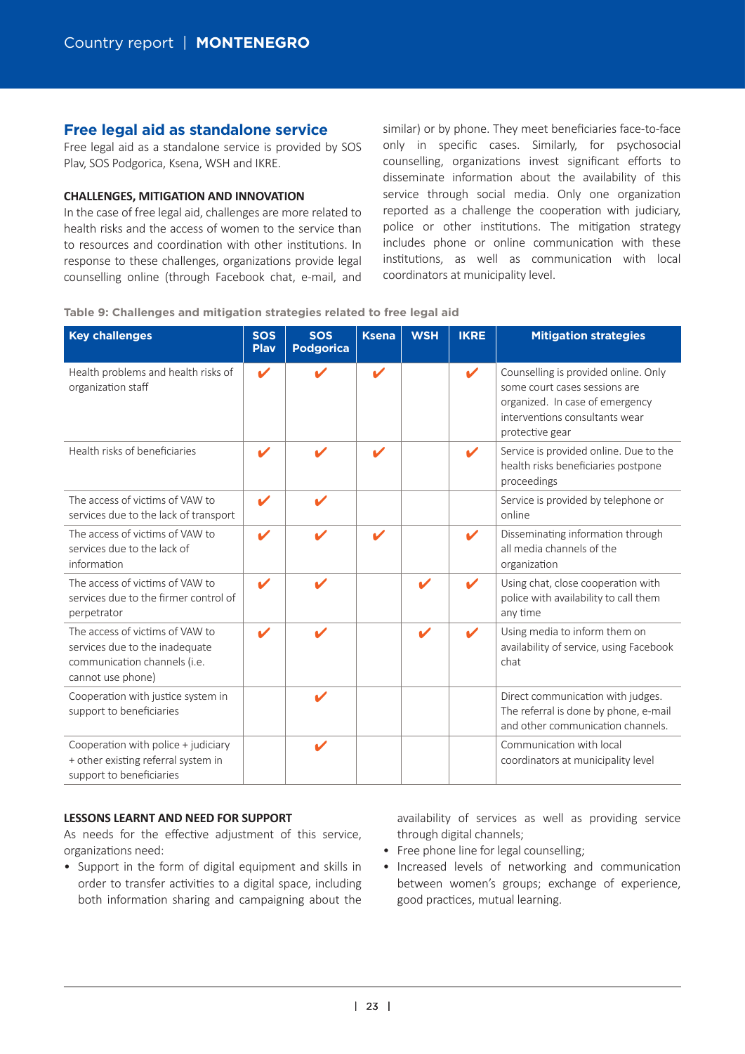## Free legal aid as standalone service

Free legal aid as a standalone service is provided by SOS Plav, SOS Podgorica, Ksena, WSH and IKRE.

### CHALLENGES, MITIGATION AND INNOVATION

In the case of free legal aid, challenges are more related to health risks and the access of women to the service than to resources and coordination with other institutions. In response to these challenges, organizations provide legal counselling online (through Facebook chat, e-mail, and similar) or by phone. They meet beneficiaries face-to-face only in specific cases. Similarly, for psychosocial counselling, organizations invest significant efforts to disseminate information about the availability of this service through social media. Only one organization reported as a challenge the cooperation with judiciary, police or other institutions. The mitigation strategy includes phone or online communication with these institutions, as well as communication with local coordinators at municipality level.

**Table 9: Challenges and mitigation strategies related to free legal aid**

| Key challenges | SOS Plav | SOS Podgorica | Ksena | WSH | IKRE | Mitigation strategies |
|---|---|---|---|---|---|---|
| Health problems and health risks of organization staff | ✔ | ✔ | ✔ | | ✔ | Counselling is provided online. Only some court cases sessions are organized. In case of emergency interventions consultants wear protective gear |
| Health risks of beneficiaries | ✔ | ✔ | ✔ | | ✔ | Service is provided online. Due to the health risks beneficiaries postpone proceedings |
| The access of victims of VAW to services due to the lack of transport | ✔ | ✔ | | | | Service is provided by telephone or online |
| The access of victims of VAW to services due to the lack of information | ✔ | ✔ | ✔ | | ✔ | Disseminating information through all media channels of the organization |
| The access of victims of VAW to services due to the firmer control of perpetrator | ✔ | ✔ | | ✔ | ✔ | Using chat, close cooperation with police with availability to call them any time |
| The access of victims of VAW to services due to the inadequate communication channels (i.e. cannot use phone) | ✔ | ✔ | | ✔ | ✔ | Using media to inform them on availability of service, using Facebook chat |
| Cooperation with justice system in support to beneficiaries | | ✔ | | | | Direct communication with judges. The referral is done by phone, e-mail and other communication channels. |
| Cooperation with police + judiciary + other existing referral system in support to beneficiaries | | ✔ | | | | Communication with local coordinators at municipality level |

### LESSONS LEARNT AND NEED FOR SUPPORT

As needs for the effective adjustment of this service, organizations need:

- Support in the form of digital equipment and skills in order to transfer activities to a digital space, including both information sharing and campaigning about the availability of services as well as providing service through digital channels;
- Free phone line for legal counselling;
- Increased levels of networking and communication between women's groups; exchange of experience, good practices, mutual learning.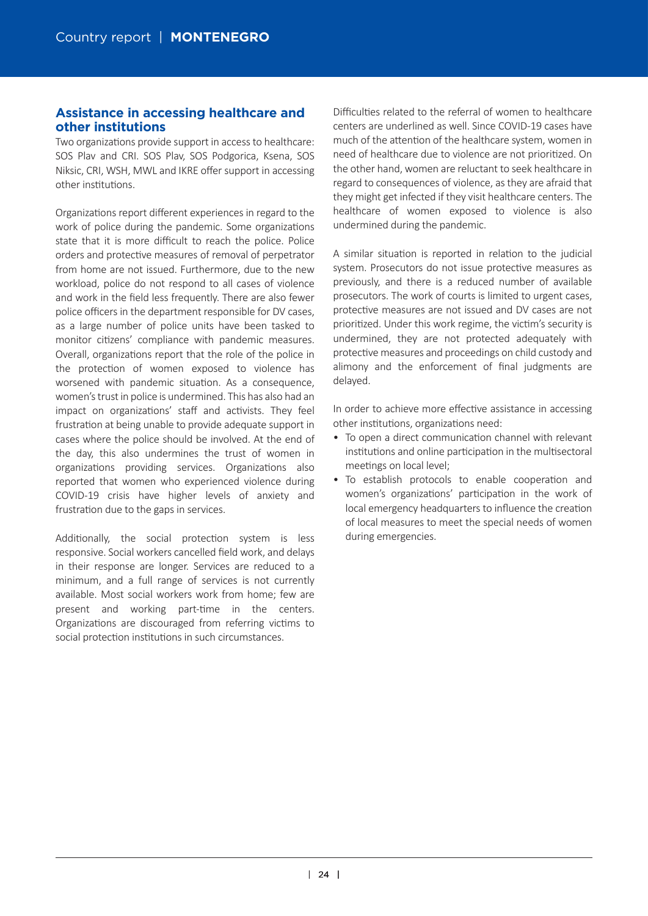## Assistance in accessing healthcare and other institutions

Two organizations provide support in access to healthcare: SOS Plav and CRI. SOS Plav, SOS Podgorica, Ksena, SOS Niksic, CRI, WSH, MWL and IKRE offer support in accessing other institutions.

Organizations report different experiences in regard to the work of police during the pandemic. Some organizations state that it is more difficult to reach the police. Police orders and protective measures of removal of perpetrator from home are not issued. Furthermore, due to the new workload, police do not respond to all cases of violence and work in the field less frequently. There are also fewer police officers in the department responsible for DV cases, as a large number of police units have been tasked to monitor citizens' compliance with pandemic measures. Overall, organizations report that the role of the police in the protection of women exposed to violence has worsened with pandemic situation. As a consequence, women's trust in police is undermined. This has also had an impact on organizations' staff and activists. They feel frustration at being unable to provide adequate support in cases where the police should be involved. At the end of the day, this also undermines the trust of women in organizations providing services. Organizations also reported that women who experienced violence during COVID-19 crisis have higher levels of anxiety and frustration due to the gaps in services.

Additionally, the social protection system is less responsive. Social workers cancelled field work, and delays in their response are longer. Services are reduced to a minimum, and a full range of services is not currently available. Most social workers work from home; few are present and working part-time in the centers. Organizations are discouraged from referring victims to social protection institutions in such circumstances.

Difficulties related to the referral of women to healthcare centers are underlined as well. Since COVID-19 cases have much of the attention of the healthcare system, women in need of healthcare due to violence are not prioritized. On the other hand, women are reluctant to seek healthcare in regard to consequences of violence, as they are afraid that they might get infected if they visit healthcare centers. The healthcare of women exposed to violence is also undermined during the pandemic.

A similar situation is reported in relation to the judicial system. Prosecutors do not issue protective measures as previously, and there is a reduced number of available prosecutors. The work of courts is limited to urgent cases, protective measures are not issued and DV cases are not prioritized. Under this work regime, the victim's security is undermined, they are not protected adequately with protective measures and proceedings on child custody and alimony and the enforcement of final judgments are delayed.

In order to achieve more effective assistance in accessing other institutions, organizations need:

- To open a direct communication channel with relevant institutions and online participation in the multisectoral meetings on local level;
- To establish protocols to enable cooperation and women's organizations' participation in the work of local emergency headquarters to influence the creation of local measures to meet the special needs of women during emergencies.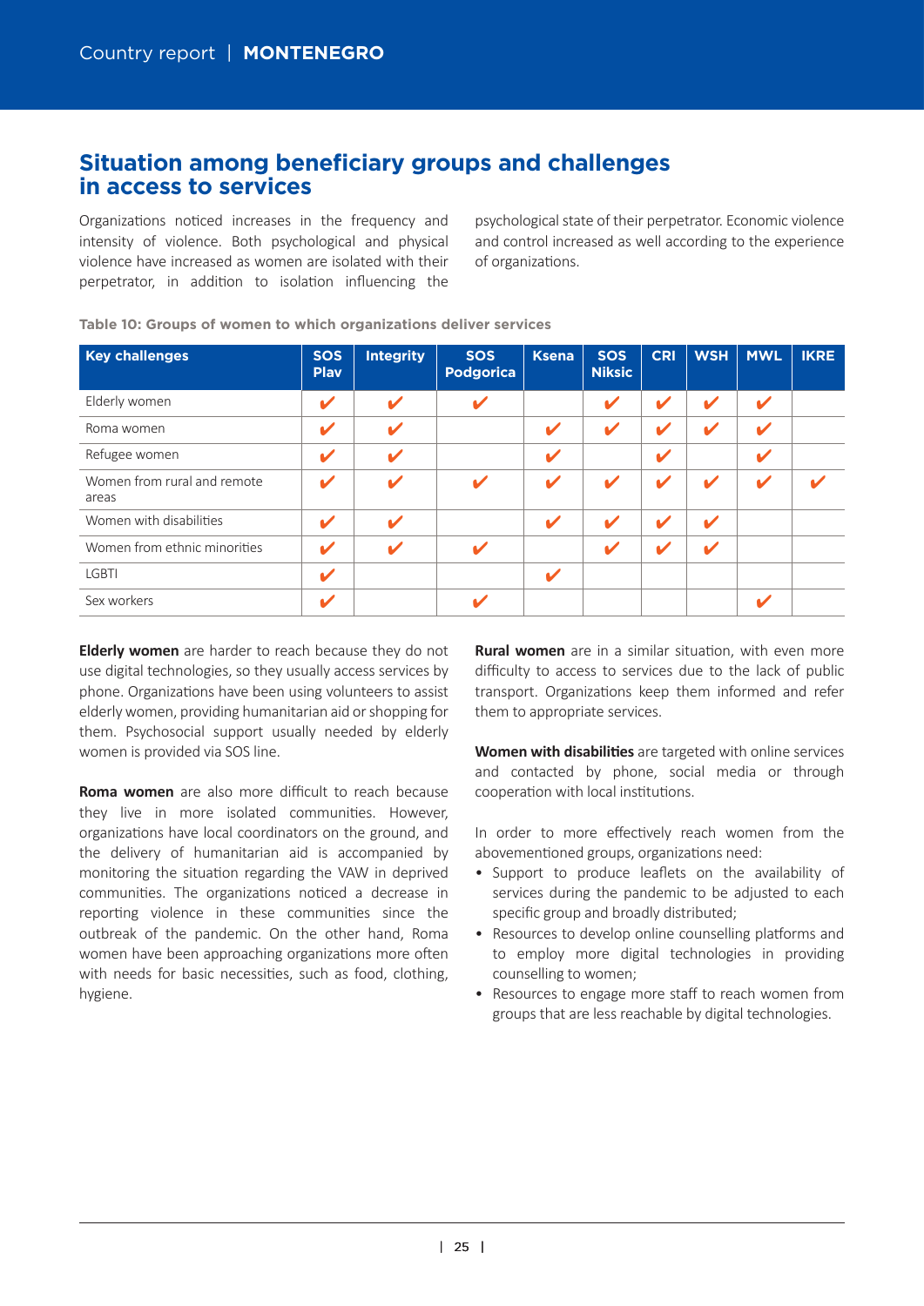## Situation among beneficiary groups and challenges in access to services

Organizations noticed increases in the frequency and intensity of violence. Both psychological and physical violence have increased as women are isolated with their perpetrator, in addition to isolation influencing the psychological state of their perpetrator. Economic violence and control increased as well according to the experience of organizations.

**Table 10: Groups of women to which organizations deliver services**

| Key challenges | SOS Plav | Integrity | SOS Podgorica | Ksena | SOS Niksic | CRI | WSH | MWL | IKRE |
|---|---|---|---|---|---|---|---|---|---|
| Elderly women | ✔ | ✔ | ✔ | | ✔ | ✔ | ✔ | ✔ | |
| Roma women | ✔ | ✔ | | ✔ | ✔ | ✔ | ✔ | ✔ | |
| Refugee women | ✔ | ✔ | | ✔ | | ✔ | | ✔ | |
| Women from rural and remote areas | ✔ | ✔ | ✔ | ✔ | ✔ | ✔ | ✔ | ✔ | ✔ |
| Women with disabilities | ✔ | ✔ | | ✔ | ✔ | ✔ | ✔ | | |
| Women from ethnic minorities | ✔ | ✔ | ✔ | | ✔ | ✔ | ✔ | | |
| LGBTI | ✔ | | | ✔ | | | | | |
| Sex workers | ✔ | | ✔ | | | | | ✔ | |

**Elderly women** are harder to reach because they do not use digital technologies, so they usually access services by phone. Organizations have been using volunteers to assist elderly women, providing humanitarian aid or shopping for them. Psychosocial support usually needed by elderly women is provided via SOS line.

**Roma women** are also more difficult to reach because they live in more isolated communities. However, organizations have local coordinators on the ground, and the delivery of humanitarian aid is accompanied by monitoring the situation regarding the VAW in deprived communities. The organizations noticed a decrease in reporting violence in these communities since the outbreak of the pandemic. On the other hand, Roma women have been approaching organizations more often with needs for basic necessities, such as food, clothing, hygiene.

**Rural women** are in a similar situation, with even more difficulty to access to services due to the lack of public transport. Organizations keep them informed and refer them to appropriate services.

**Women with disabilities** are targeted with online services and contacted by phone, social media or through cooperation with local institutions.

In order to more effectively reach women from the abovementioned groups, organizations need:

- Support to produce leaflets on the availability of services during the pandemic to be adjusted to each specific group and broadly distributed;
- Resources to develop online counselling platforms and to employ more digital technologies in providing counselling to women;
- Resources to engage more staff to reach women from groups that are less reachable by digital technologies.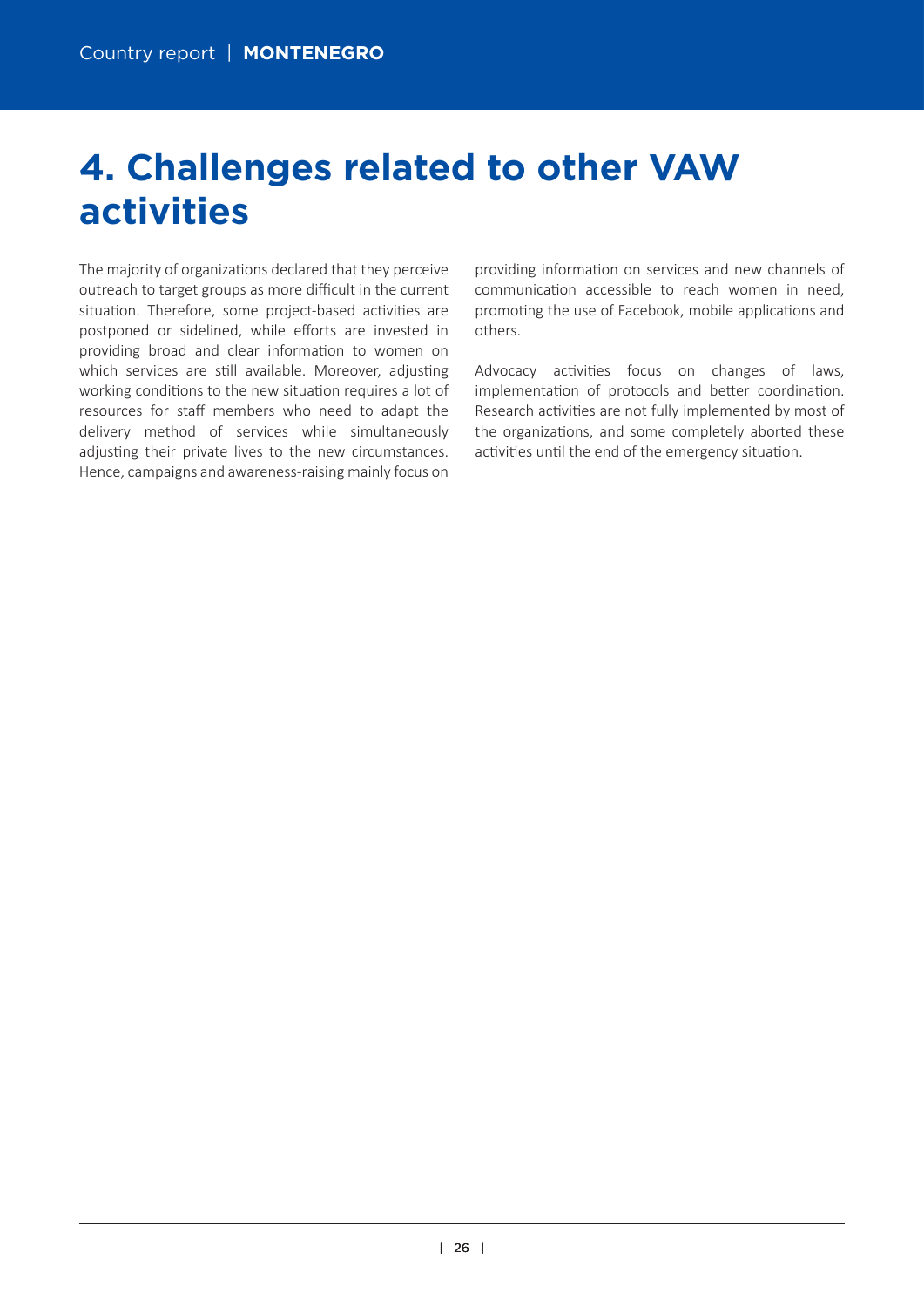# 4. Challenges related to other VAW activities

The majority of organizations declared that they perceive outreach to target groups as more difficult in the current situation. Therefore, some project-based activities are postponed or sidelined, while efforts are invested in providing broad and clear information to women on which services are still available. Moreover, adjusting working conditions to the new situation requires a lot of resources for staff members who need to adapt the delivery method of services while simultaneously adjusting their private lives to the new circumstances. Hence, campaigns and awareness-raising mainly focus on providing information on services and new channels of communication accessible to reach women in need, promoting the use of Facebook, mobile applications and others.

Advocacy activities focus on changes of laws, implementation of protocols and better coordination. Research activities are not fully implemented by most of the organizations, and some completely aborted these activities until the end of the emergency situation.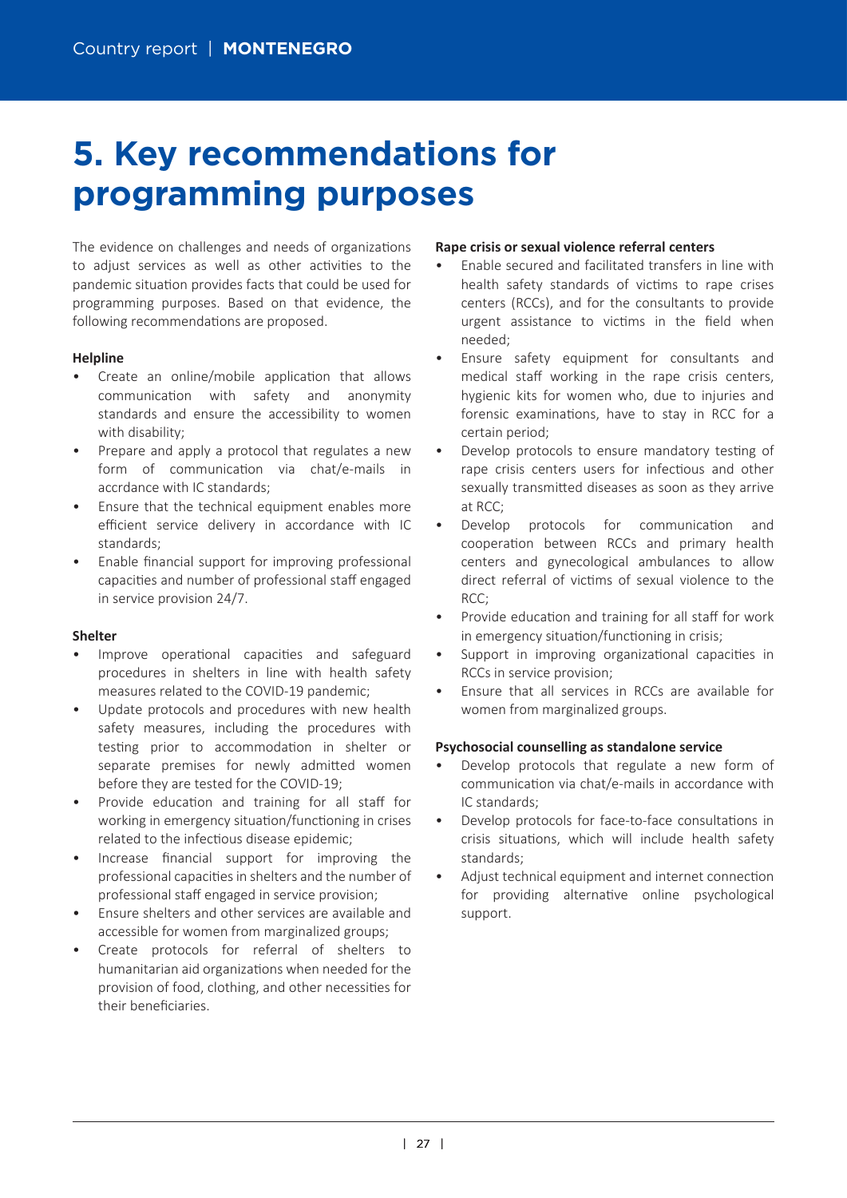# 5. Key recommendations for programming purposes

The evidence on challenges and needs of organizations to adjust services as well as other activities to the pandemic situation provides facts that could be used for programming purposes. Based on that evidence, the following recommendations are proposed.

**Helpline**

- Create an online/mobile application that allows communication with safety and anonymity standards and ensure the accessibility to women with disability;
- Prepare and apply a protocol that regulates a new form of communication via chat/e-mails in accrdance with IC standards;
- Ensure that the technical equipment enables more efficient service delivery in accordance with IC standards;
- Enable financial support for improving professional capacities and number of professional staff engaged in service provision 24/7.

**Shelter**

- Improve operational capacities and safeguard procedures in shelters in line with health safety measures related to the COVID-19 pandemic;
- Update protocols and procedures with new health safety measures, including the procedures with testing prior to accommodation in shelter or separate premises for newly admitted women before they are tested for the COVID-19;
- Provide education and training for all staff for working in emergency situation/functioning in crises related to the infectious disease epidemic;
- Increase financial support for improving the professional capacities in shelters and the number of professional staff engaged in service provision;
- Ensure shelters and other services are available and accessible for women from marginalized groups;
- Create protocols for referral of shelters to humanitarian aid organizations when needed for the provision of food, clothing, and other necessities for their beneficiaries.

**Rape crisis or sexual violence referral centers**

- Enable secured and facilitated transfers in line with health safety standards of victims to rape crises centers (RCCs), and for the consultants to provide urgent assistance to victims in the field when needed;
- Ensure safety equipment for consultants and medical staff working in the rape crisis centers, hygienic kits for women who, due to injuries and forensic examinations, have to stay in RCC for a certain period;
- Develop protocols to ensure mandatory testing of rape crisis centers users for infectious and other sexually transmitted diseases as soon as they arrive at RCC;
- Develop protocols for communication and cooperation between RCCs and primary health centers and gynecological ambulances to allow direct referral of victims of sexual violence to the RCC;
- Provide education and training for all staff for work in emergency situation/functioning in crisis;
- Support in improving organizational capacities in RCCs in service provision;
- Ensure that all services in RCCs are available for women from marginalized groups.

**Psychosocial counselling as standalone service**

- Develop protocols that regulate a new form of communication via chat/e-mails in accordance with IC standards;
- Develop protocols for face-to-face consultations in crisis situations, which will include health safety standards;
- Adjust technical equipment and internet connection for providing alternative online psychological support.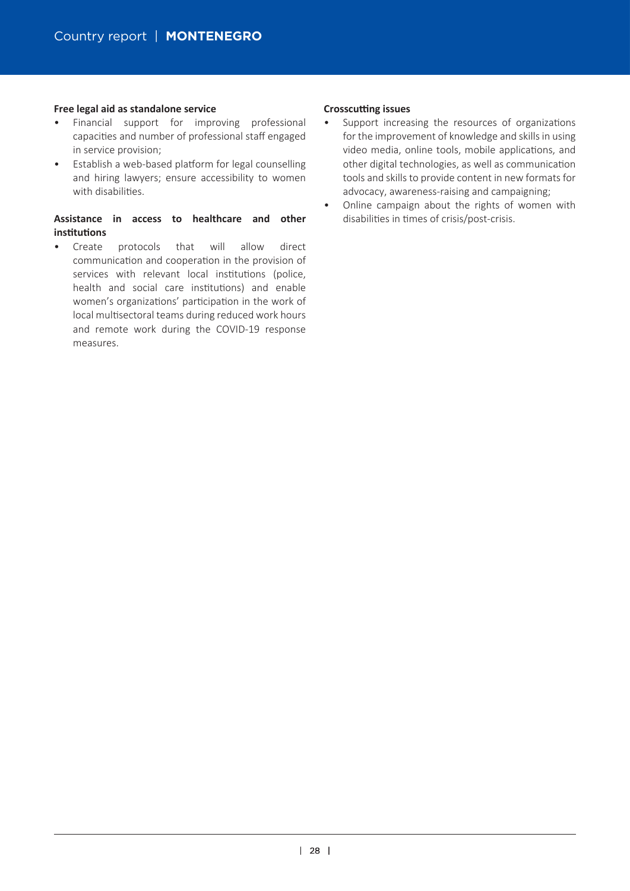**Free legal aid as standalone service**

- Financial support for improving professional capacities and number of professional staff engaged in service provision;
- Establish a web-based platform for legal counselling and hiring lawyers; ensure accessibility to women with disabilities.

**Assistance in access to healthcare and other institutions**

- Create protocols that will allow direct communication and cooperation in the provision of services with relevant local institutions (police, health and social care institutions) and enable women's organizations' participation in the work of local multisectoral teams during reduced work hours and remote work during the COVID-19 response measures.

**Crosscutting issues**

- Support increasing the resources of organizations for the improvement of knowledge and skills in using video media, online tools, mobile applications, and other digital technologies, as well as communication tools and skills to provide content in new formats for advocacy, awareness-raising and campaigning;
- Online campaign about the rights of women with disabilities in times of crisis/post-crisis.